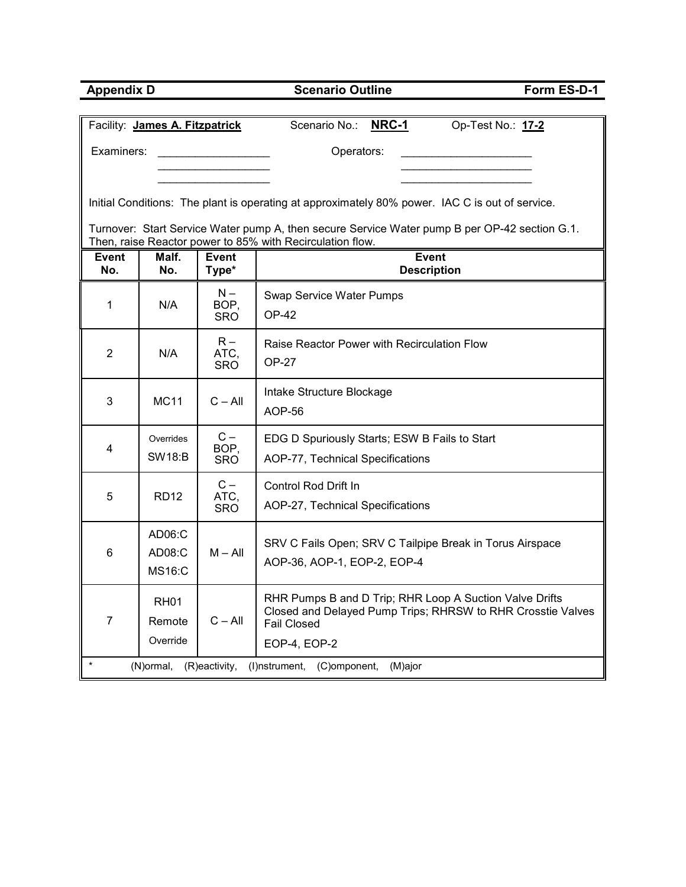| Appendix D | Scenario Outline | Form ES-D-1 |
|---|---|---|

Facility: **James A. Fitzpatrick** Scenario No.: **NRC-1** Op-Test No.: **17-2**

Examiners: ____________________ Operators: ____________________

Initial Conditions: The plant is operating at approximately 80% power. IAC C is out of service.

Turnover: Start Service Water pump A, then secure Service Water pump B per OP-42 section G.1. Then, raise Reactor power to 85% with Recirculation flow.

| Event No. | Malf. No. | Event Type* | Event Description |
|---|---|---|---|
| 1 | N/A | N – BOP, SRO | Swap Service Water Pumps<br>OP-42 |
| 2 | N/A | R – ATC, SRO | Raise Reactor Power with Recirculation Flow<br>OP-27 |
| 3 | MC11 | C – All | Intake Structure Blockage<br>AOP-56 |
| 4 | Overrides<br>SW18:B | C – BOP, SRO | EDG D Spuriously Starts; ESW B Fails to Start<br>AOP-77, Technical Specifications |
| 5 | RD12 | C – ATC, SRO | Control Rod Drift In<br>AOP-27, Technical Specifications |
| 6 | AD06:C<br>AD08:C<br>MS16:C | M – All | SRV C Fails Open; SRV C Tailpipe Break in Torus Airspace<br>AOP-36, AOP-1, EOP-2, EOP-4 |
| 7 | RH01<br>Remote<br>Override | C – All | RHR Pumps B and D Trip; RHR Loop A Suction Valve Drifts Closed and Delayed Pump Trips; RHRSW to RHR Crosstie Valves Fail Closed<br>EOP-4, EOP-2 |

* (N)ormal, (R)eactivity, (I)nstrument, (C)omponent, (M)ajor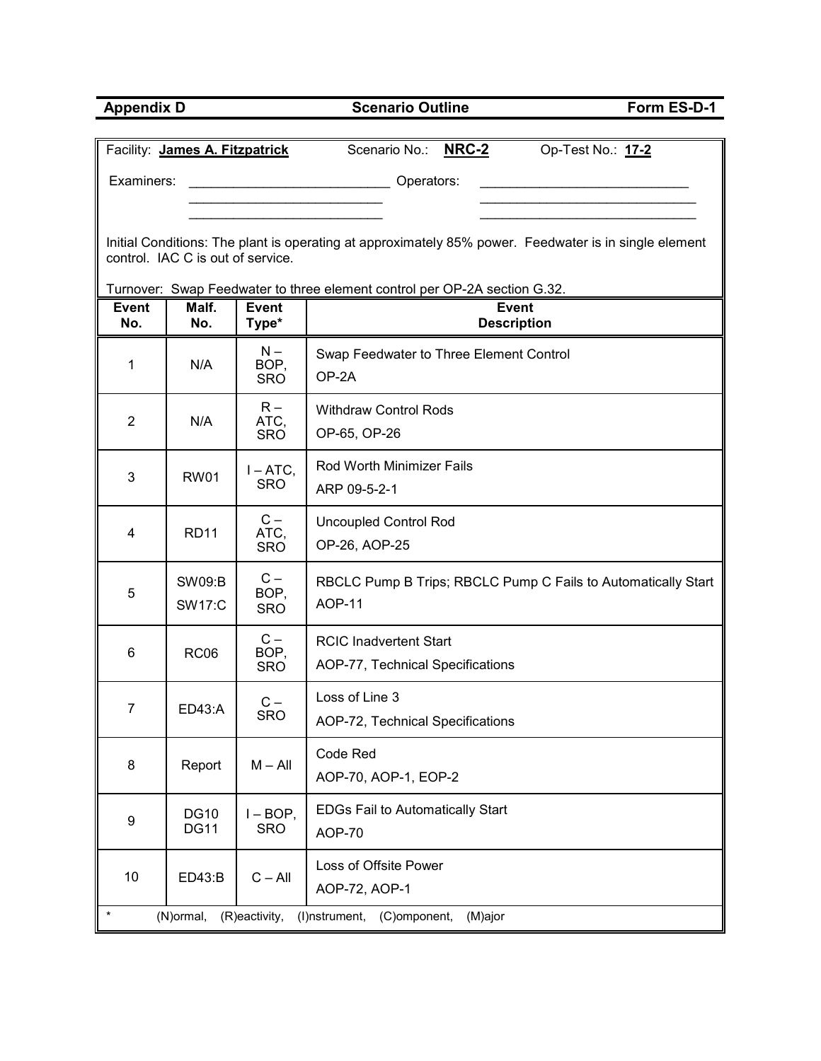| Appendix D | Scenario Outline | Form ES-D-1 |
|---|---|---|

Facility: **James A. Fitzpatrick** Scenario No.: **NRC-2** Op-Test No.: **17-2**

Examiners: ___________________________ Operators: ___________________________

___________________________ ___________________________

___________________________ ___________________________

Initial Conditions: The plant is operating at approximately 85% power. Feedwater is in single element control. IAC C is out of service.

Turnover: Swap Feedwater to three element control per OP-2A section G.32.

| Event No. | Malf. No. | Event Type* | Event Description |
|---|---|---|---|
| 1 | N/A | N – BOP, SRO | Swap Feedwater to Three Element Control<br>OP-2A |
| 2 | N/A | R – ATC, SRO | Withdraw Control Rods<br>OP-65, OP-26 |
| 3 | RW01 | I – ATC, SRO | Rod Worth Minimizer Fails<br>ARP 09-5-2-1 |
| 4 | RD11 | C – ATC, SRO | Uncoupled Control Rod<br>OP-26, AOP-25 |
| 5 | SW09:B<br>SW17:C | C – BOP, SRO | RBCLC Pump B Trips; RBCLC Pump C Fails to Automatically Start<br>AOP-11 |
| 6 | RC06 | C – BOP, SRO | RCIC Inadvertent Start<br>AOP-77, Technical Specifications |
| 7 | ED43:A | C – SRO | Loss of Line 3<br>AOP-72, Technical Specifications |
| 8 | Report | M – All | Code Red<br>AOP-70, AOP-1, EOP-2 |
| 9 | DG10<br>DG11 | I – BOP, SRO | EDGs Fail to Automatically Start<br>AOP-70 |
| 10 | ED43:B | C – All | Loss of Offsite Power<br>AOP-72, AOP-1 |

* (N)ormal, (R)eactivity, (I)nstrument, (C)omponent, (M)ajor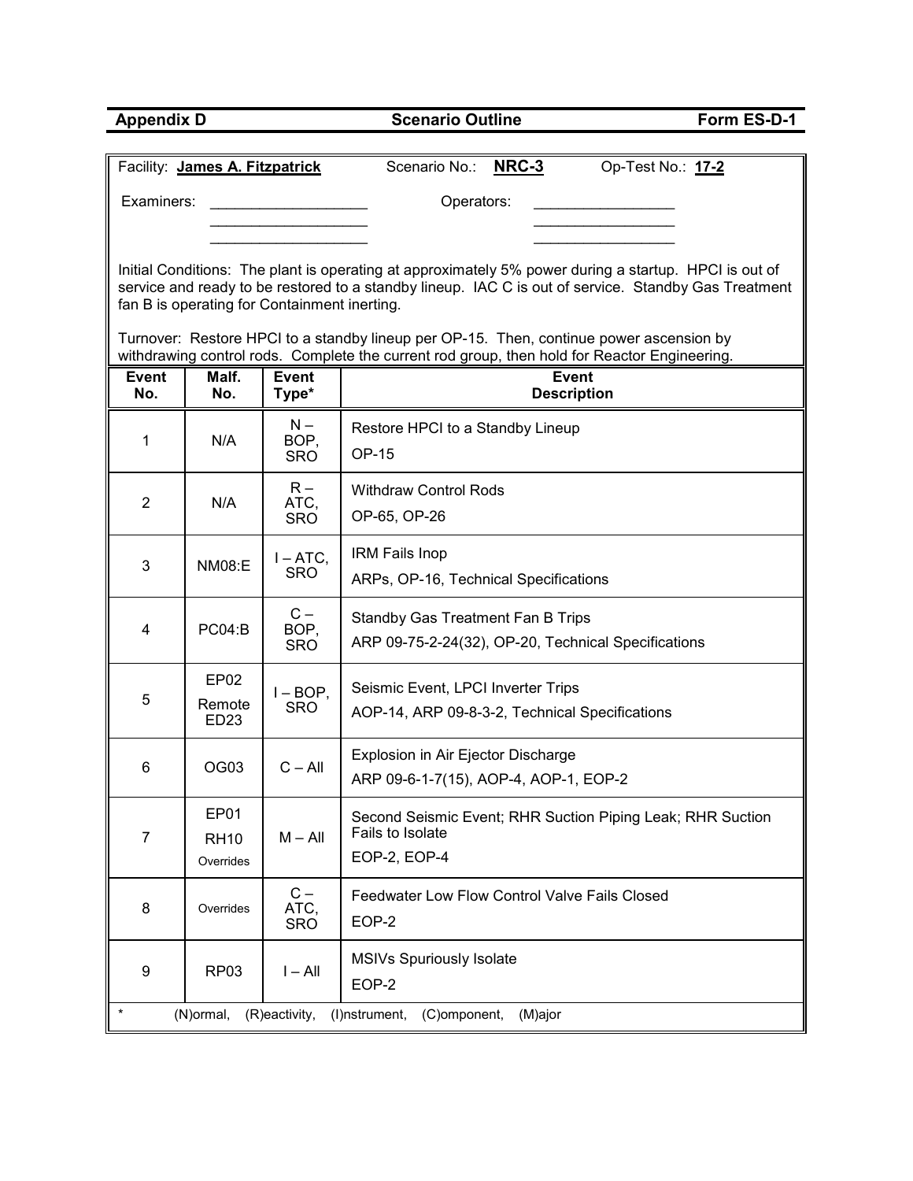**Appendix D** **Scenario Outline** **Form ES-D-1**

Facility: **James A. Fitzpatrick** Scenario No.: **NRC-3** Op-Test No.: **17-2**

Examiners: ____________________ Operators: ____________________

____________________ ____________________

____________________ ____________________

Initial Conditions: The plant is operating at approximately 5% power during a startup. HPCI is out of service and ready to be restored to a standby lineup. IAC C is out of service. Standby Gas Treatment fan B is operating for Containment inerting.

Turnover: Restore HPCI to a standby lineup per OP-15. Then, continue power ascension by withdrawing control rods. Complete the current rod group, then hold for Reactor Engineering.

| Event No. | Malf. No. | Event Type* | Event Description |
|---|---|---|---|
| 1 | N/A | N – BOP, SRO | Restore HPCI to a Standby Lineup<br>OP-15 |
| 2 | N/A | R – ATC, SRO | Withdraw Control Rods<br>OP-65, OP-26 |
| 3 | NM08:E | I – ATC, SRO | IRM Fails Inop<br>ARPs, OP-16, Technical Specifications |
| 4 | PC04:B | C – BOP, SRO | Standby Gas Treatment Fan B Trips<br>ARP 09-75-2-24(32), OP-20, Technical Specifications |
| 5 | EP02<br>Remote ED23 | I – BOP, SRO | Seismic Event, LPCI Inverter Trips<br>AOP-14, ARP 09-8-3-2, Technical Specifications |
| 6 | OG03 | C – All | Explosion in Air Ejector Discharge<br>ARP 09-6-1-7(15), AOP-4, AOP-1, EOP-2 |
| 7 | EP01<br>RH10<br>Overrides | M – All | Second Seismic Event; RHR Suction Piping Leak; RHR Suction Fails to Isolate<br>EOP-2, EOP-4 |
| 8 | Overrides | C – ATC, SRO | Feedwater Low Flow Control Valve Fails Closed<br>EOP-2 |
| 9 | RP03 | I – All | MSIVs Spuriously Isolate<br>EOP-2 |

\* (N)ormal, (R)eactivity, (I)nstrument, (C)omponent, (M)ajor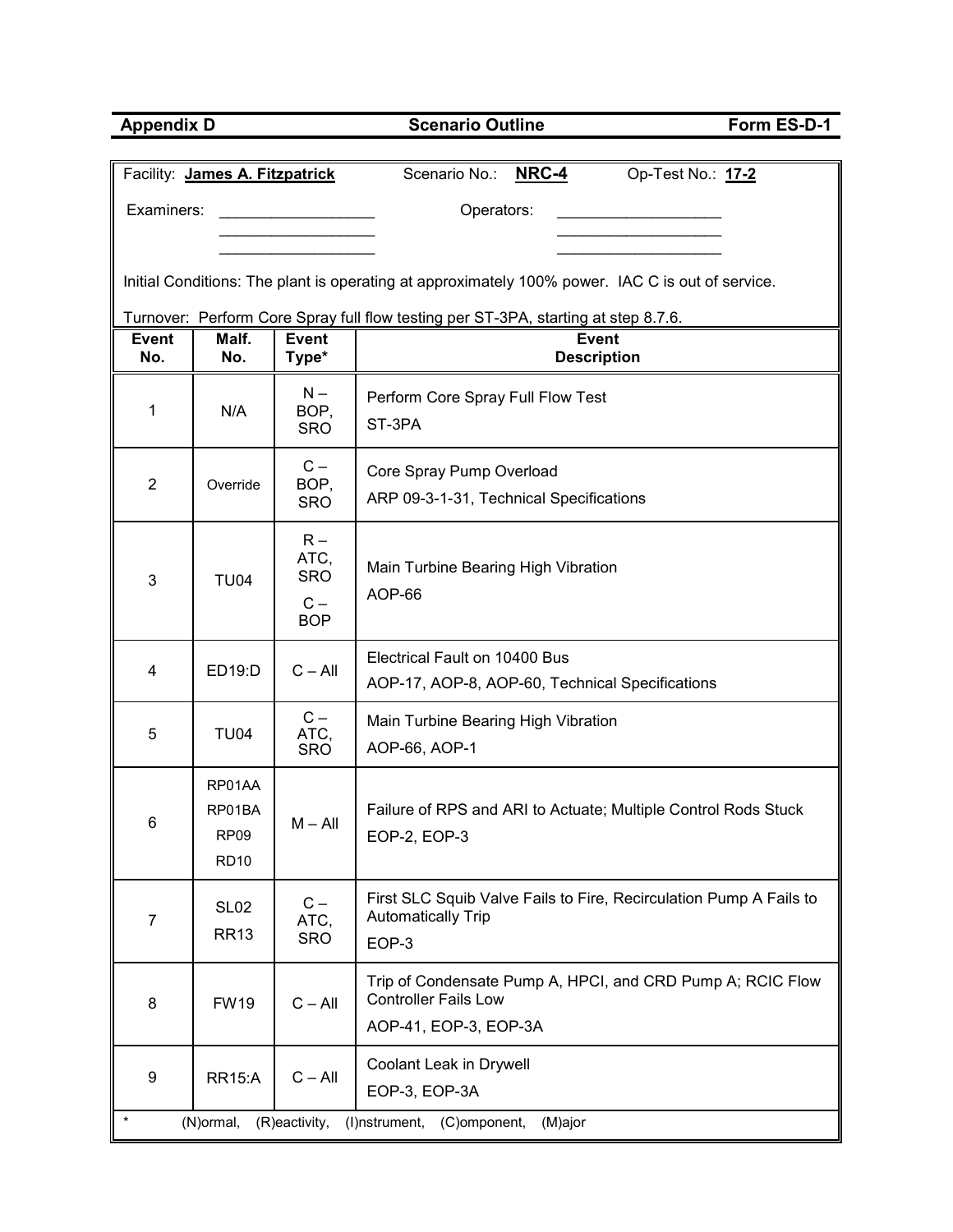| Appendix D | Scenario Outline | Form ES-D-1 |
|---|---|---|

Facility: **James A. Fitzpatrick** Scenario No.: **NRC-4** Op-Test No.: **17-2**

Examiners: ____________________ Operators: ____________________

Initial Conditions: The plant is operating at approximately 100% power. IAC C is out of service.

Turnover: Perform Core Spray full flow testing per ST-3PA, starting at step 8.7.6.

| Event No. | Malf. No. | Event Type* | Event Description |
|---|---|---|---|
| 1 | N/A | N – BOP, SRO | Perform Core Spray Full Flow Test<br>ST-3PA |
| 2 | Override | C – BOP, SRO | Core Spray Pump Overload<br>ARP 09-3-1-31, Technical Specifications |
| 3 | TU04 | R – ATC, SRO<br>C – BOP | Main Turbine Bearing High Vibration<br>AOP-66 |
| 4 | ED19:D | C – All | Electrical Fault on 10400 Bus<br>AOP-17, AOP-8, AOP-60, Technical Specifications |
| 5 | TU04 | C – ATC, SRO | Main Turbine Bearing High Vibration<br>AOP-66, AOP-1 |
| 6 | RP01AA<br>RP01BA<br>RP09<br>RD10 | M – All | Failure of RPS and ARI to Actuate; Multiple Control Rods Stuck<br>EOP-2, EOP-3 |
| 7 | SL02<br>RR13 | C – ATC, SRO | First SLC Squib Valve Fails to Fire, Recirculation Pump A Fails to Automatically Trip<br>EOP-3 |
| 8 | FW19 | C – All | Trip of Condensate Pump A, HPCI, and CRD Pump A; RCIC Flow Controller Fails Low<br>AOP-41, EOP-3, EOP-3A |
| 9 | RR15:A | C – All | Coolant Leak in Drywell<br>EOP-3, EOP-3A |

* (N)ormal, (R)eactivity, (I)nstrument, (C)omponent, (M)ajor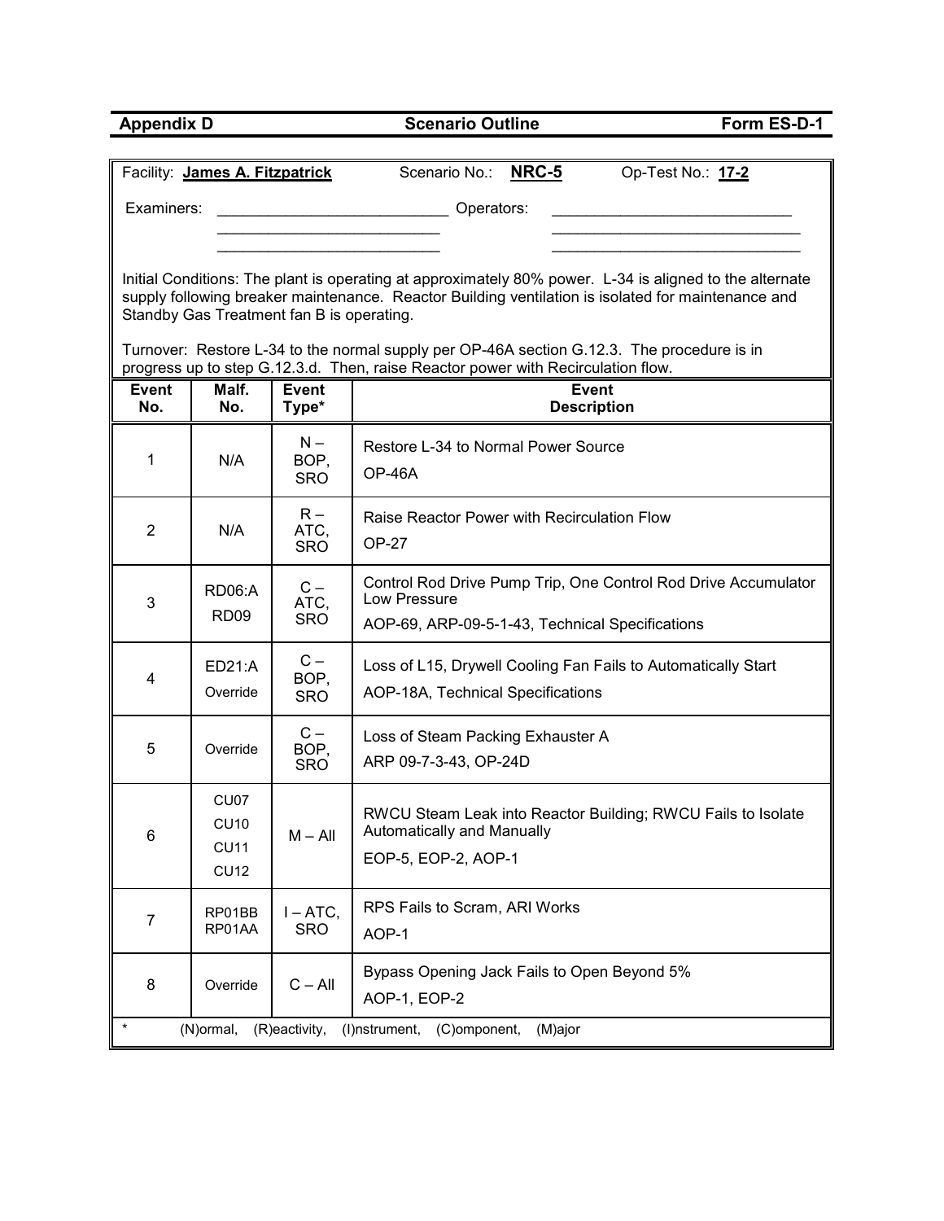**Appendix D** | **Scenario Outline** | **Form ES-D-1**

Facility: **James A. Fitzpatrick** Scenario No.: **NRC-5** Op-Test No.: **17-2**

Examiners: ____________________ Operators: ____________________

Initial Conditions: The plant is operating at approximately 80% power. L-34 is aligned to the alternate supply following breaker maintenance. Reactor Building ventilation is isolated for maintenance and Standby Gas Treatment fan B is operating.

Turnover: Restore L-34 to the normal supply per OP-46A section G.12.3. The procedure is in progress up to step G.12.3.d. Then, raise Reactor power with Recirculation flow.

| Event No. | Malf. No. | Event Type* | Event Description |
|---|---|---|---|
| 1 | N/A | N – BOP, SRO | Restore L-34 to Normal Power Source<br>OP-46A |
| 2 | N/A | R – ATC, SRO | Raise Reactor Power with Recirculation Flow<br>OP-27 |
| 3 | RD06:A<br>RD09 | C – ATC, SRO | Control Rod Drive Pump Trip, One Control Rod Drive Accumulator Low Pressure<br>AOP-69, ARP-09-5-1-43, Technical Specifications |
| 4 | ED21:A<br>Override | C – BOP, SRO | Loss of L15, Drywell Cooling Fan Fails to Automatically Start<br>AOP-18A, Technical Specifications |
| 5 | Override | C – BOP, SRO | Loss of Steam Packing Exhauster A<br>ARP 09-7-3-43, OP-24D |
| 6 | CU07<br>CU10<br>CU11<br>CU12 | M – All | RWCU Steam Leak into Reactor Building; RWCU Fails to Isolate Automatically and Manually<br>EOP-5, EOP-2, AOP-1 |
| 7 | RP01BB<br>RP01AA | I – ATC, SRO | RPS Fails to Scram, ARI Works<br>AOP-1 |
| 8 | Override | C – All | Bypass Opening Jack Fails to Open Beyond 5%<br>AOP-1, EOP-2 |

\* (N)ormal, (R)eactivity, (I)nstrument, (C)omponent, (M)ajor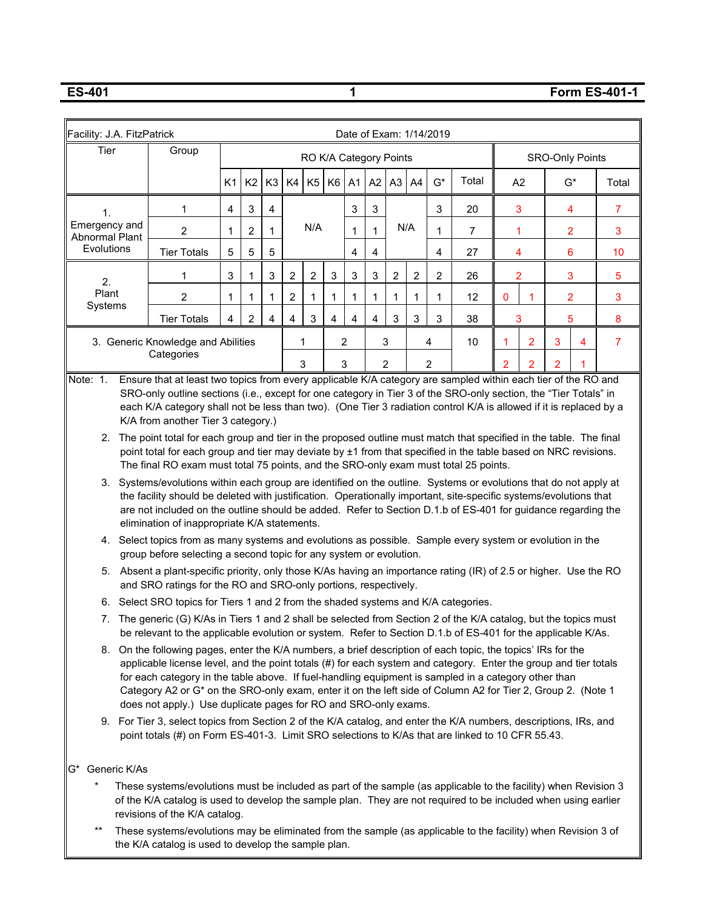**ES-401** **Form ES-401-1**

| Facility: J.A. FitzPatrick | | | | | | | | | | | | | | Date of Exam: 1/14/2019 | | | | | |
|---|---|---|---|---|---|---|---|---|---|---|---|---|---|---|---|---|---|---|---|
| Tier | Group | RO K/A Category Points | | | | | | | | | | | | | SRO-Only Points | | | | |
| | | K1 | K2 | K3 | K4 | K5 | K6 | A1 | A2 | A3 | A4 | G* | Total | | A2 | | G* | | Total |
| 1. Emergency and Abnormal Plant Evolutions | 1 | 4 | 3 | 4 | N/A | | | 3 | 3 | N/A | | 3 | 20 | | 3 | | 4 | | 7 |
| | 2 | 1 | 2 | 1 | | | | 1 | 1 | | | 1 | 7 | | 1 | | 2 | | 3 |
| | Tier Totals | 5 | 5 | 5 | | | | 4 | 4 | | | 4 | 27 | | 4 | | 6 | | 10 |
| 2. Plant Systems | 1 | 3 | 1 | 3 | 2 | 2 | 3 | 3 | 3 | 2 | 2 | 2 | 26 | | 2 | | 3 | | 5 |
| | 2 | 1 | 1 | 1 | 2 | 1 | 1 | 1 | 1 | 1 | 1 | 1 | 12 | 0 | 1 | | 2 | | 3 |
| | Tier Totals | 4 | 2 | 4 | 4 | 3 | 4 | 4 | 4 | 3 | 3 | 3 | 38 | | 3 | | 5 | | 8 |
| 3. Generic Knowledge and Abilities Categories | | | | | 1 | | 2 | | 3 | | 4 | | 10 | 1 | 2 | 3 | 4 | | 7 |
| | | | | | 3 | | 3 | | 2 | | 2 | | | 2 | 2 | 2 | 1 | | |

Note:

1. Ensure that at least two topics from every applicable K/A category are sampled within each tier of the RO and SRO-only outline sections (i.e., except for one category in Tier 3 of the SRO-only section, the "Tier Totals" in each K/A category shall not be less than two). (One Tier 3 radiation control K/A is allowed if it is replaced by a K/A from another Tier 3 category.)
2. The point total for each group and tier in the proposed outline must match that specified in the table. The final point total for each group and tier may deviate by ±1 from that specified in the table based on NRC revisions. The final RO exam must total 75 points, and the SRO-only exam must total 25 points.
3. Systems/evolutions within each group are identified on the outline. Systems or evolutions that do not apply at the facility should be deleted with justification. Operationally important, site-specific systems/evolutions that are not included on the outline should be added. Refer to Section D.1.b of ES-401 for guidance regarding the elimination of inappropriate K/A statements.
4. Select topics from as many systems and evolutions as possible. Sample every system or evolution in the group before selecting a second topic for any system or evolution.
5. Absent a plant-specific priority, only those K/As having an importance rating (IR) of 2.5 or higher. Use the RO and SRO ratings for the RO and SRO-only portions, respectively.
6. Select SRO topics for Tiers 1 and 2 from the shaded systems and K/A categories.
7. The generic (G) K/As in Tiers 1 and 2 shall be selected from Section 2 of the K/A catalog, but the topics must be relevant to the applicable evolution or system. Refer to Section D.1.b of ES-401 for the applicable K/As.
8. On the following pages, enter the K/A numbers, a brief description of each topic, the topics' IRs for the applicable license level, and the point totals (#) for each system and category. Enter the group and tier totals for each category in the table above. If fuel-handling equipment is sampled in a category other than Category A2 or G* on the SRO-only exam, enter it on the left side of Column A2 for Tier 2, Group 2. (Note 1 does not apply.) Use duplicate pages for RO and SRO-only exams.
9. For Tier 3, select topics from Section 2 of the K/A catalog, and enter the K/A numbers, descriptions, IRs, and point totals (#) on Form ES-401-3. Limit SRO selections to K/As that are linked to 10 CFR 55.43.

G* Generic K/As

- \* These systems/evolutions must be included as part of the sample (as applicable to the facility) when Revision 3 of the K/A catalog is used to develop the sample plan. They are not required to be included when using earlier revisions of the K/A catalog.
- \*\* These systems/evolutions may be eliminated from the sample (as applicable to the facility) when Revision 3 of the K/A catalog is used to develop the sample plan.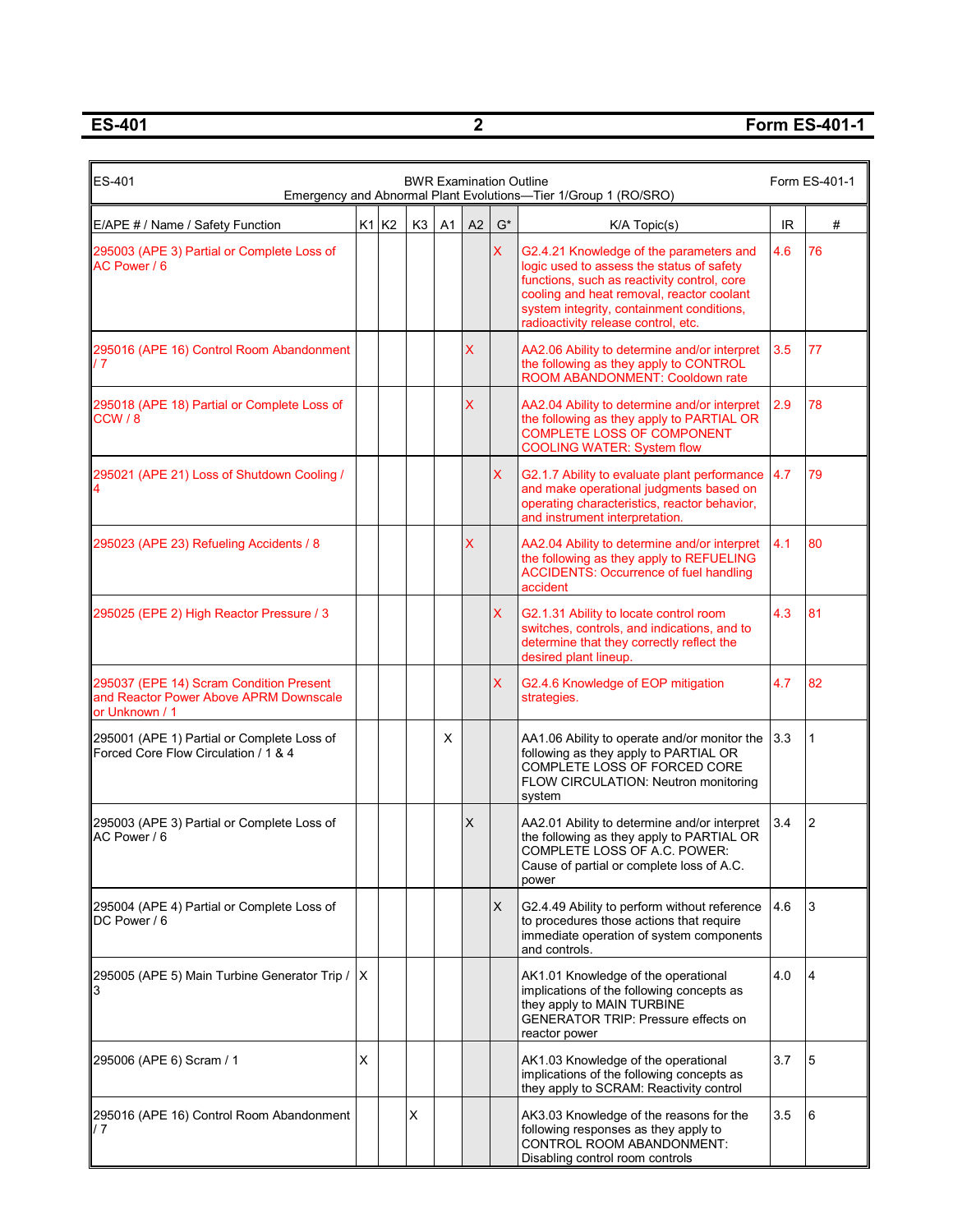| ES-401 | | | | | | | BWR Examination Outline<br>Emergency and Abnormal Plant Evolutions—Tier 1/Group 1 (RO/SRO) | | Form ES-401-1 |
|---|---|---|---|---|---|---|---|---|---|
| E/APE # / Name / Safety Function | K1 | K2 | K3 | A1 | A2 | G* | K/A Topic(s) | IR | # |
| 295003 (APE 3) Partial or Complete Loss of AC Power / 6 | | | | | | X | G2.4.21 Knowledge of the parameters and logic used to assess the status of safety functions, such as reactivity control, core cooling and heat removal, reactor coolant system integrity, containment conditions, radioactivity release control, etc. | 4.6 | 76 |
| 295016 (APE 16) Control Room Abandonment / 7 | | | | | X | | AA2.06 Ability to determine and/or interpret the following as they apply to CONTROL ROOM ABANDONMENT: Cooldown rate | 3.5 | 77 |
| 295018 (APE 18) Partial or Complete Loss of CCW / 8 | | | | | X | | AA2.04 Ability to determine and/or interpret the following as they apply to PARTIAL OR COMPLETE LOSS OF COMPONENT COOLING WATER: System flow | 2.9 | 78 |
| 295021 (APE 21) Loss of Shutdown Cooling / 4 | | | | | | X | G2.1.7 Ability to evaluate plant performance and make operational judgments based on operating characteristics, reactor behavior, and instrument interpretation. | 4.7 | 79 |
| 295023 (APE 23) Refueling Accidents / 8 | | | | | X | | AA2.04 Ability to determine and/or interpret the following as they apply to REFUELING ACCIDENTS: Occurrence of fuel handling accident | 4.1 | 80 |
| 295025 (EPE 2) High Reactor Pressure / 3 | | | | | | X | G2.1.31 Ability to locate control room switches, controls, and indications, and to determine that they correctly reflect the desired plant lineup. | 4.3 | 81 |
| 295037 (EPE 14) Scram Condition Present and Reactor Power Above APRM Downscale or Unknown / 1 | | | | | | X | G2.4.6 Knowledge of EOP mitigation strategies. | 4.7 | 82 |
| 295001 (APE 1) Partial or Complete Loss of Forced Core Flow Circulation / 1 & 4 | | | | X | | | AA1.06 Ability to operate and/or monitor the following as they apply to PARTIAL OR COMPLETE LOSS OF FORCED CORE FLOW CIRCULATION: Neutron monitoring system | 3.3 | 1 |
| 295003 (APE 3) Partial or Complete Loss of AC Power / 6 | | | | | X | | AA2.01 Ability to determine and/or interpret the following as they apply to PARTIAL OR COMPLETE LOSS OF A.C. POWER: Cause of partial or complete loss of A.C. power | 3.4 | 2 |
| 295004 (APE 4) Partial or Complete Loss of DC Power / 6 | | | | | | X | G2.4.49 Ability to perform without reference to procedures those actions that require immediate operation of system components and controls. | 4.6 | 3 |
| 295005 (APE 5) Main Turbine Generator Trip / 3 | X | | | | | | AK1.01 Knowledge of the operational implications of the following concepts as they apply to MAIN TURBINE GENERATOR TRIP: Pressure effects on reactor power | 4.0 | 4 |
| 295006 (APE 6) Scram / 1 | X | | | | | | AK1.03 Knowledge of the operational implications of the following concepts as they apply to SCRAM: Reactivity control | 3.7 | 5 |
| 295016 (APE 16) Control Room Abandonment / 7 | | | X | | | | AK3.03 Knowledge of the reasons for the following responses as they apply to CONTROL ROOM ABANDONMENT: Disabling control room controls | 3.5 | 6 |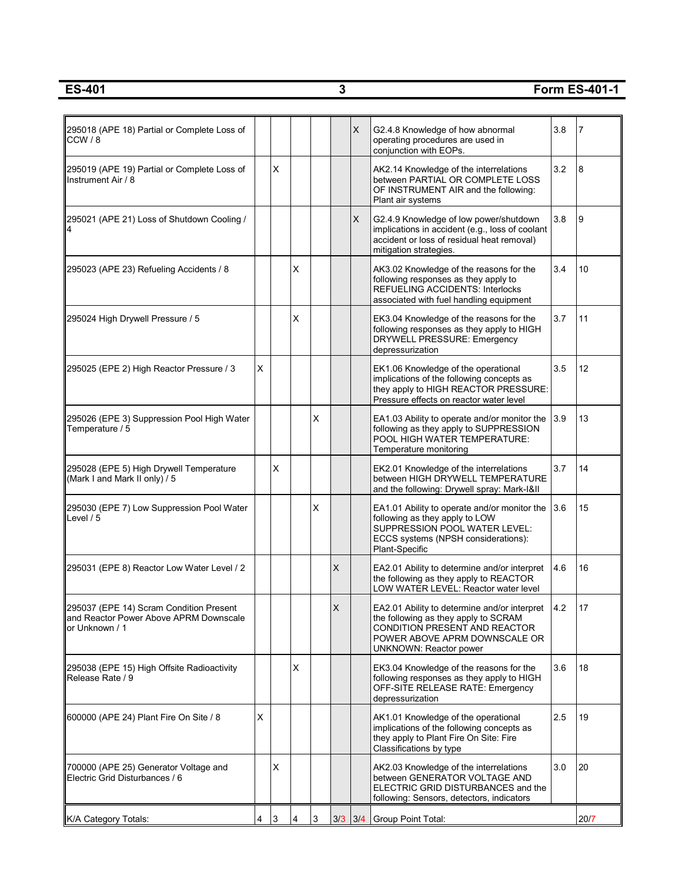| ES-401 | 3 | Form ES-401-1 |
|---|---|---|

| | K1 | K2 | K3 | A1 | A2 | G | | | |
|---|---|---|---|---|---|---|---|---|---|
| 295018 (APE 18) Partial or Complete Loss of CCW / 8 | | | | | | X | G2.4.8 Knowledge of how abnormal operating procedures are used in conjunction with EOPs. | 3.8 | 7 |
| 295019 (APE 19) Partial or Complete Loss of Instrument Air / 8 | | X | | | | | AK2.14 Knowledge of the interrelations between PARTIAL OR COMPLETE LOSS OF INSTRUMENT AIR and the following: Plant air systems | 3.2 | 8 |
| 295021 (APE 21) Loss of Shutdown Cooling / 4 | | | | | | X | G2.4.9 Knowledge of low power/shutdown implications in accident (e.g., loss of coolant accident or loss of residual heat removal) mitigation strategies. | 3.8 | 9 |
| 295023 (APE 23) Refueling Accidents / 8 | | | X | | | | AK3.02 Knowledge of the reasons for the following responses as they apply to REFUELING ACCIDENTS: Interlocks associated with fuel handling equipment | 3.4 | 10 |
| 295024 High Drywell Pressure / 5 | | | X | | | | EK3.04 Knowledge of the reasons for the following responses as they apply to HIGH DRYWELL PRESSURE: Emergency depressurization | 3.7 | 11 |
| 295025 (EPE 2) High Reactor Pressure / 3 | X | | | | | | EK1.06 Knowledge of the operational implications of the following concepts as they apply to HIGH REACTOR PRESSURE: Pressure effects on reactor water level | 3.5 | 12 |
| 295026 (EPE 3) Suppression Pool High Water Temperature / 5 | | | | X | | | EA1.03 Ability to operate and/or monitor the following as they apply to SUPPRESSION POOL HIGH WATER TEMPERATURE: Temperature monitoring | 3.9 | 13 |
| 295028 (EPE 5) High Drywell Temperature (Mark I and Mark II only) / 5 | | X | | | | | EK2.01 Knowledge of the interrelations between HIGH DRYWELL TEMPERATURE and the following: Drywell spray: Mark-I&II | 3.7 | 14 |
| 295030 (EPE 7) Low Suppression Pool Water Level / 5 | | | | X | | | EA1.01 Ability to operate and/or monitor the following as they apply to LOW SUPPRESSION POOL WATER LEVEL: ECCS systems (NPSH considerations): Plant-Specific | 3.6 | 15 |
| 295031 (EPE 8) Reactor Low Water Level / 2 | | | | | X | | EA2.01 Ability to determine and/or interpret the following as they apply to REACTOR LOW WATER LEVEL: Reactor water level | 4.6 | 16 |
| 295037 (EPE 14) Scram Condition Present and Reactor Power Above APRM Downscale or Unknown / 1 | | | | | X | | EA2.01 Ability to determine and/or interpret the following as they apply to SCRAM CONDITION PRESENT AND REACTOR POWER ABOVE APRM DOWNSCALE OR UNKNOWN: Reactor power | 4.2 | 17 |
| 295038 (EPE 15) High Offsite Radioactivity Release Rate / 9 | | | X | | | | EK3.04 Knowledge of the reasons for the following responses as they apply to HIGH OFF-SITE RELEASE RATE: Emergency depressurization | 3.6 | 18 |
| 600000 (APE 24) Plant Fire On Site / 8 | X | | | | | | AK1.01 Knowledge of the operational implications of the following concepts as they apply to Plant Fire On Site: Fire Classifications by type | 2.5 | 19 |
| 700000 (APE 25) Generator Voltage and Electric Grid Disturbances / 6 | | X | | | | | AK2.03 Knowledge of the interrelations between GENERATOR VOLTAGE AND ELECTRIC GRID DISTURBANCES and the following: Sensors, detectors, indicators | 3.0 | 20 |
| K/A Category Totals: | 4 | 3 | 4 | 3 | 3/3 | 3/4 | Group Point Total: | | 20/7 |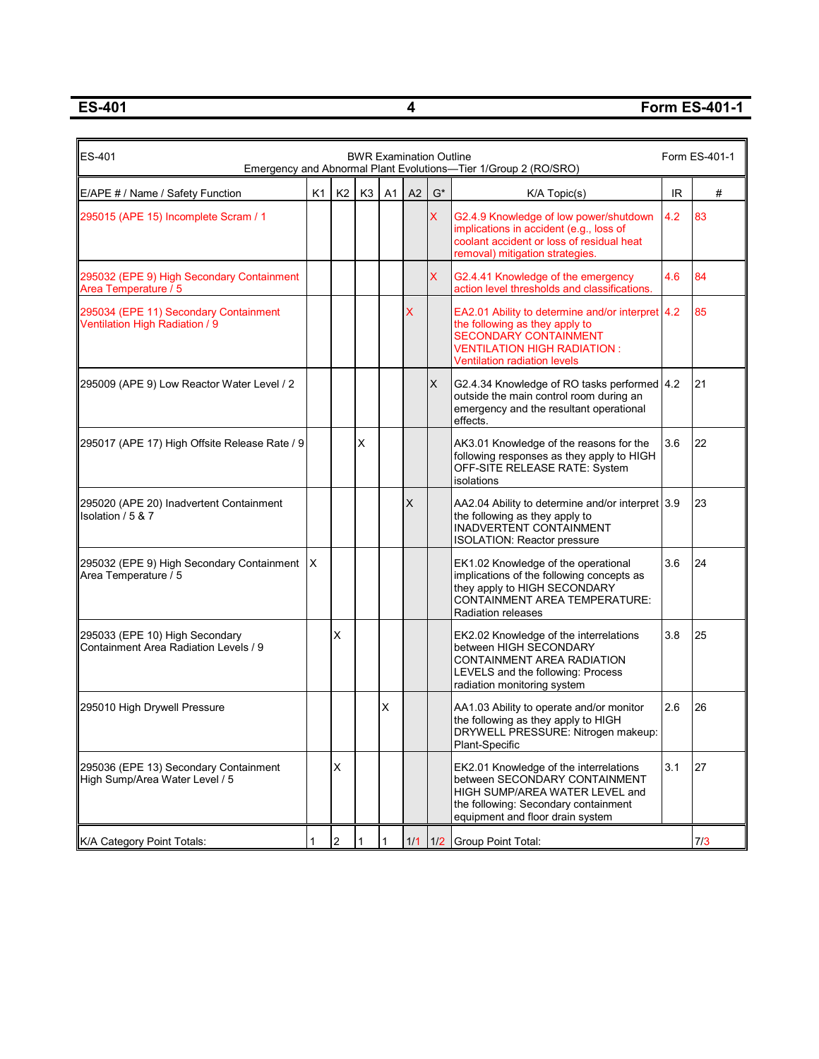| ES-401 | BWR Examination Outline<br>Emergency and Abnormal Plant Evolutions—Tier 1/Group 2 (RO/SRO) | | | | | | Form ES-401-1 | | |
|---|---|---|---|---|---|---|---|---|---|
| E/APE # / Name / Safety Function | K1 | K2 | K3 | A1 | A2 | G* | K/A Topic(s) | IR | # |
| 295015 (APE 15) Incomplete Scram / 1 | | | | | | X | G2.4.9 Knowledge of low power/shutdown implications in accident (e.g., loss of coolant accident or loss of residual heat removal) mitigation strategies. | 4.2 | 83 |
| 295032 (EPE 9) High Secondary Containment Area Temperature / 5 | | | | | | X | G2.4.41 Knowledge of the emergency action level thresholds and classifications. | 4.6 | 84 |
| 295034 (EPE 11) Secondary Containment Ventilation High Radiation / 9 | | | | | X | | EA2.01 Ability to determine and/or interpret the following as they apply to SECONDARY CONTAINMENT VENTILATION HIGH RADIATION : Ventilation radiation levels | 4.2 | 85 |
| 295009 (APE 9) Low Reactor Water Level / 2 | | | | | | X | G2.4.34 Knowledge of RO tasks performed outside the main control room during an emergency and the resultant operational effects. | 4.2 | 21 |
| 295017 (APE 17) High Offsite Release Rate / 9 | | | X | | | | AK3.01 Knowledge of the reasons for the following responses as they apply to HIGH OFF-SITE RELEASE RATE: System isolations | 3.6 | 22 |
| 295020 (APE 20) Inadvertent Containment Isolation / 5 & 7 | | | | | X | | AA2.04 Ability to determine and/or interpret the following as they apply to INADVERTENT CONTAINMENT ISOLATION: Reactor pressure | 3.9 | 23 |
| 295032 (EPE 9) High Secondary Containment Area Temperature / 5 | X | | | | | | EK1.02 Knowledge of the operational implications of the following concepts as they apply to HIGH SECONDARY CONTAINMENT AREA TEMPERATURE: Radiation releases | 3.6 | 24 |
| 295033 (EPE 10) High Secondary Containment Area Radiation Levels / 9 | | X | | | | | EK2.02 Knowledge of the interrelations between HIGH SECONDARY CONTAINMENT AREA RADIATION LEVELS and the following: Process radiation monitoring system | 3.8 | 25 |
| 295010 High Drywell Pressure | | | | X | | | AA1.03 Ability to operate and/or monitor the following as they apply to HIGH DRYWELL PRESSURE: Nitrogen makeup: Plant-Specific | 2.6 | 26 |
| 295036 (EPE 13) Secondary Containment High Sump/Area Water Level / 5 | | X | | | | | EK2.01 Knowledge of the interrelations between SECONDARY CONTAINMENT HIGH SUMP/AREA WATER LEVEL and the following: Secondary containment equipment and floor drain system | 3.1 | 27 |
| K/A Category Point Totals: | 1 | 2 | 1 | 1 | 1/1 | 1/2 | Group Point Total: | | 7/3 |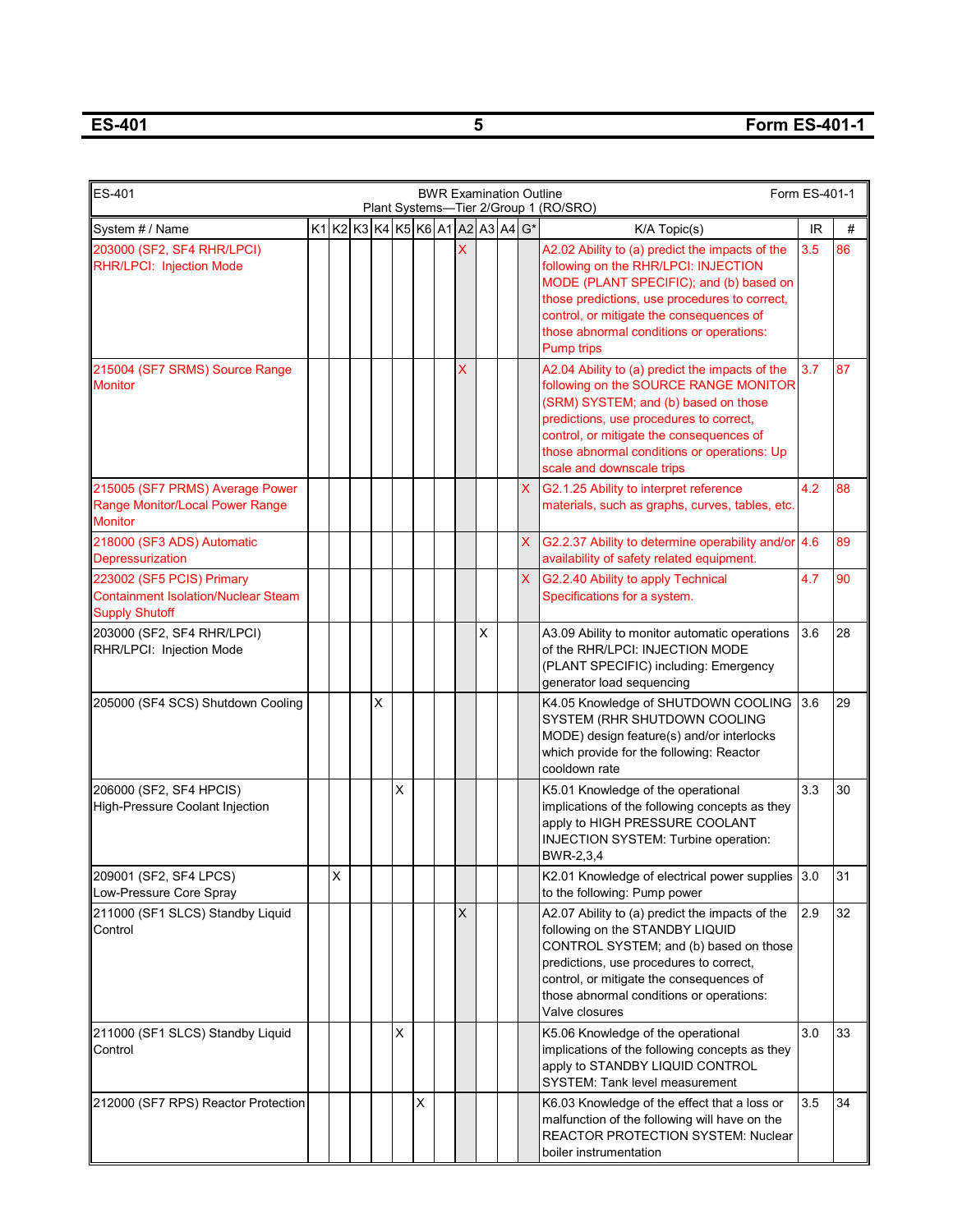| ES-401 | BWR Examination Outline Plant Systems—Tier 2/Group 1 (RO/SRO) | | | | | | | | | | | | Form ES-401-1 | |
|---|---|---|---|---|---|---|---|---|---|---|---|---|---|---|
| System # / Name | K1 | K2 | K3 | K4 | K5 | K6 | A1 | A2 | A3 | A4 | G* | K/A Topic(s) | IR | # |
| 203000 (SF2, SF4 RHR/LPCI) RHR/LPCI: Injection Mode | | | | | | | | X | | | | A2.02 Ability to (a) predict the impacts of the following on the RHR/LPCI: INJECTION MODE (PLANT SPECIFIC); and (b) based on those predictions, use procedures to correct, control, or mitigate the consequences of those abnormal conditions or operations: Pump trips | 3.5 | 86 |
| 215004 (SF7 SRMS) Source Range Monitor | | | | | | | | X | | | | A2.04 Ability to (a) predict the impacts of the following on the SOURCE RANGE MONITOR (SRM) SYSTEM; and (b) based on those predictions, use procedures to correct, control, or mitigate the consequences of those abnormal conditions or operations: Up scale and downscale trips | 3.7 | 87 |
| 215005 (SF7 PRMS) Average Power Range Monitor/Local Power Range Monitor | | | | | | | | | | | X | G2.1.25 Ability to interpret reference materials, such as graphs, curves, tables, etc. | 4.2 | 88 |
| 218000 (SF3 ADS) Automatic Depressurization | | | | | | | | | | | X | G2.2.37 Ability to determine operability and/or availability of safety related equipment. | 4.6 | 89 |
| 223002 (SF5 PCIS) Primary Containment Isolation/Nuclear Steam Supply Shutoff | | | | | | | | | | | X | G2.2.40 Ability to apply Technical Specifications for a system. | 4.7 | 90 |
| 203000 (SF2, SF4 RHR/LPCI) RHR/LPCI: Injection Mode | | | | | | | | | X | | | A3.09 Ability to monitor automatic operations of the RHR/LPCI: INJECTION MODE (PLANT SPECIFIC) including: Emergency generator load sequencing | 3.6 | 28 |
| 205000 (SF4 SCS) Shutdown Cooling | | | | X | | | | | | | | K4.05 Knowledge of SHUTDOWN COOLING SYSTEM (RHR SHUTDOWN COOLING MODE) design feature(s) and/or interlocks which provide for the following: Reactor cooldown rate | 3.6 | 29 |
| 206000 (SF2, SF4 HPCIS) High-Pressure Coolant Injection | | | | | X | | | | | | | K5.01 Knowledge of the operational implications of the following concepts as they apply to HIGH PRESSURE COOLANT INJECTION SYSTEM: Turbine operation: BWR-2,3,4 | 3.3 | 30 |
| 209001 (SF2, SF4 LPCS) Low-Pressure Core Spray | | X | | | | | | | | | | K2.01 Knowledge of electrical power supplies to the following: Pump power | 3.0 | 31 |
| 211000 (SF1 SLCS) Standby Liquid Control | | | | | | | | X | | | | A2.07 Ability to (a) predict the impacts of the following on the STANDBY LIQUID CONTROL SYSTEM; and (b) based on those predictions, use procedures to correct, control, or mitigate the consequences of those abnormal conditions or operations: Valve closures | 2.9 | 32 |
| 211000 (SF1 SLCS) Standby Liquid Control | | | | | X | | | | | | | K5.06 Knowledge of the operational implications of the following concepts as they apply to STANDBY LIQUID CONTROL SYSTEM: Tank level measurement | 3.0 | 33 |
| 212000 (SF7 RPS) Reactor Protection | | | | | | X | | | | | | K6.03 Knowledge of the effect that a loss or malfunction of the following will have on the REACTOR PROTECTION SYSTEM: Nuclear boiler instrumentation | 3.5 | 34 |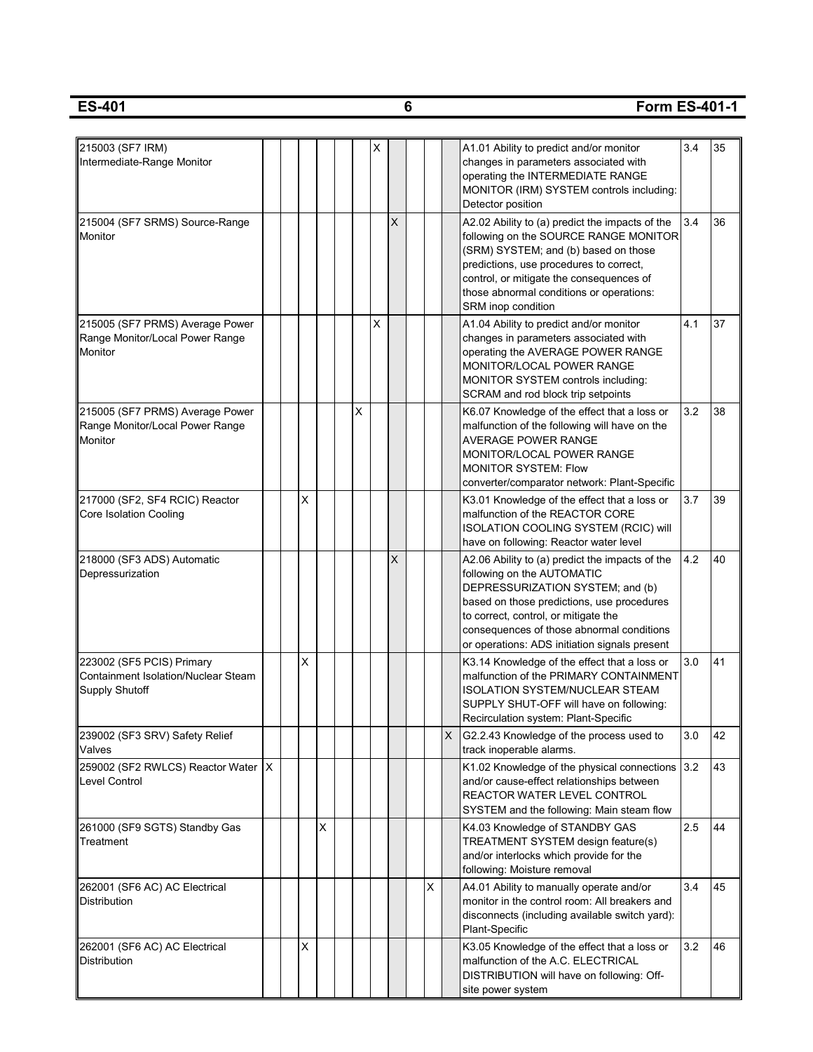| System | K1 | K2 | K3 | K4 | K5 | K6 | A1 | A2 | A3 | A4 | G | K/A Topic | IR | # |
|---|---|---|---|---|---|---|---|---|---|---|---|---|---|---|
| 215003 (SF7 IRM) Intermediate-Range Monitor | | | | | | | X | | | | | A1.01 Ability to predict and/or monitor changes in parameters associated with operating the INTERMEDIATE RANGE MONITOR (IRM) SYSTEM controls including: Detector position | 3.4 | 35 |
| 215004 (SF7 SRMS) Source-Range Monitor | | | | | | | | X | | | | A2.02 Ability to (a) predict the impacts of the following on the SOURCE RANGE MONITOR (SRM) SYSTEM; and (b) based on those predictions, use procedures to correct, control, or mitigate the consequences of those abnormal conditions or operations: SRM inop condition | 3.4 | 36 |
| 215005 (SF7 PRMS) Average Power Range Monitor/Local Power Range Monitor | | | | | | | X | | | | | A1.04 Ability to predict and/or monitor changes in parameters associated with operating the AVERAGE POWER RANGE MONITOR/LOCAL POWER RANGE MONITOR SYSTEM controls including: SCRAM and rod block trip setpoints | 4.1 | 37 |
| 215005 (SF7 PRMS) Average Power Range Monitor/Local Power Range Monitor | | | | | | X | | | | | | K6.07 Knowledge of the effect that a loss or malfunction of the following will have on the AVERAGE POWER RANGE MONITOR/LOCAL POWER RANGE MONITOR SYSTEM: Flow converter/comparator network: Plant-Specific | 3.2 | 38 |
| 217000 (SF2, SF4 RCIC) Reactor Core Isolation Cooling | | | X | | | | | | | | | K3.01 Knowledge of the effect that a loss or malfunction of the REACTOR CORE ISOLATION COOLING SYSTEM (RCIC) will have on following: Reactor water level | 3.7 | 39 |
| 218000 (SF3 ADS) Automatic Depressurization | | | | | | | | X | | | | A2.06 Ability to (a) predict the impacts of the following on the AUTOMATIC DEPRESSURIZATION SYSTEM; and (b) based on those predictions, use procedures to correct, control, or mitigate the consequences of those abnormal conditions or operations: ADS initiation signals present | 4.2 | 40 |
| 223002 (SF5 PCIS) Primary Containment Isolation/Nuclear Steam Supply Shutoff | | | X | | | | | | | | | K3.14 Knowledge of the effect that a loss or malfunction of the PRIMARY CONTAINMENT ISOLATION SYSTEM/NUCLEAR STEAM SUPPLY SHUT-OFF will have on following: Recirculation system: Plant-Specific | 3.0 | 41 |
| 239002 (SF3 SRV) Safety Relief Valves | | | | | | | | | | | X | G2.2.43 Knowledge of the process used to track inoperable alarms. | 3.0 | 42 |
| 259002 (SF2 RWLCS) Reactor Water Level Control | X | | | | | | | | | | | K1.02 Knowledge of the physical connections and/or cause-effect relationships between REACTOR WATER LEVEL CONTROL SYSTEM and the following: Main steam flow | 3.2 | 43 |
| 261000 (SF9 SGTS) Standby Gas Treatment | | | | X | | | | | | | | K4.03 Knowledge of STANDBY GAS TREATMENT SYSTEM design feature(s) and/or interlocks which provide for the following: Moisture removal | 2.5 | 44 |
| 262001 (SF6 AC) AC Electrical Distribution | | | | | | | | | | X | | A4.01 Ability to manually operate and/or monitor in the control room: All breakers and disconnects (including available switch yard): Plant-Specific | 3.4 | 45 |
| 262001 (SF6 AC) AC Electrical Distribution | | | X | | | | | | | | | K3.05 Knowledge of the effect that a loss or malfunction of the A.C. ELECTRICAL DISTRIBUTION will have on following: Off-site power system | 3.2 | 46 |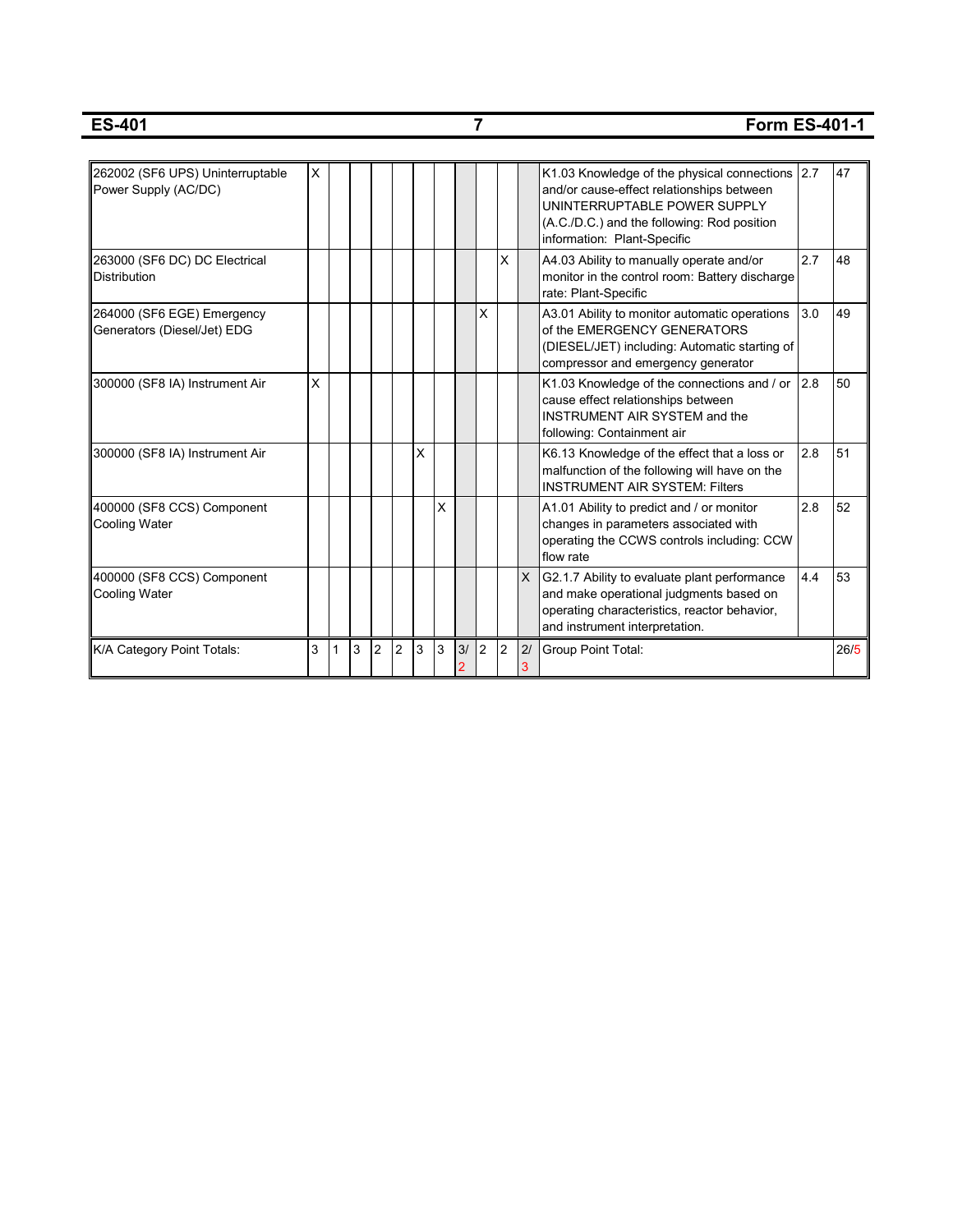| | | | | | | | | | | | | | | |
|---|---|---|---|---|---|---|---|---|---|---|---|---|---|---|
| 262002 (SF6 UPS) Uninterruptable Power Supply (AC/DC) | X | | | | | | | | | | | K1.03 Knowledge of the physical connections and/or cause-effect relationships between UNINTERRUPTABLE POWER SUPPLY (A.C./D.C.) and the following: Rod position information: Plant-Specific | 2.7 | 47 |
| 263000 (SF6 DC) DC Electrical Distribution | | | | | | | | | | X | | A4.03 Ability to manually operate and/or monitor in the control room: Battery discharge rate: Plant-Specific | 2.7 | 48 |
| 264000 (SF6 EGE) Emergency Generators (Diesel/Jet) EDG | | | | | | | | | X | | | A3.01 Ability to monitor automatic operations of the EMERGENCY GENERATORS (DIESEL/JET) including: Automatic starting of compressor and emergency generator | 3.0 | 49 |
| 300000 (SF8 IA) Instrument Air | X | | | | | | | | | | | K1.03 Knowledge of the connections and / or cause effect relationships between INSTRUMENT AIR SYSTEM and the following: Containment air | 2.8 | 50 |
| 300000 (SF8 IA) Instrument Air | | | | | | X | | | | | | K6.13 Knowledge of the effect that a loss or malfunction of the following will have on the INSTRUMENT AIR SYSTEM: Filters | 2.8 | 51 |
| 400000 (SF8 CCS) Component Cooling Water | | | | | | | X | | | | | A1.01 Ability to predict and / or monitor changes in parameters associated with operating the CCWS controls including: CCW flow rate | 2.8 | 52 |
| 400000 (SF8 CCS) Component Cooling Water | | | | | | | | | | | X | G2.1.7 Ability to evaluate plant performance and make operational judgments based on operating characteristics, reactor behavior, and instrument interpretation. | 4.4 | 53 |
| K/A Category Point Totals: | 3 | 1 | 3 | 2 | 2 | 3 | 3 | 3/2 | 2 | 2 | 2/3 | Group Point Total: | | 26/5 |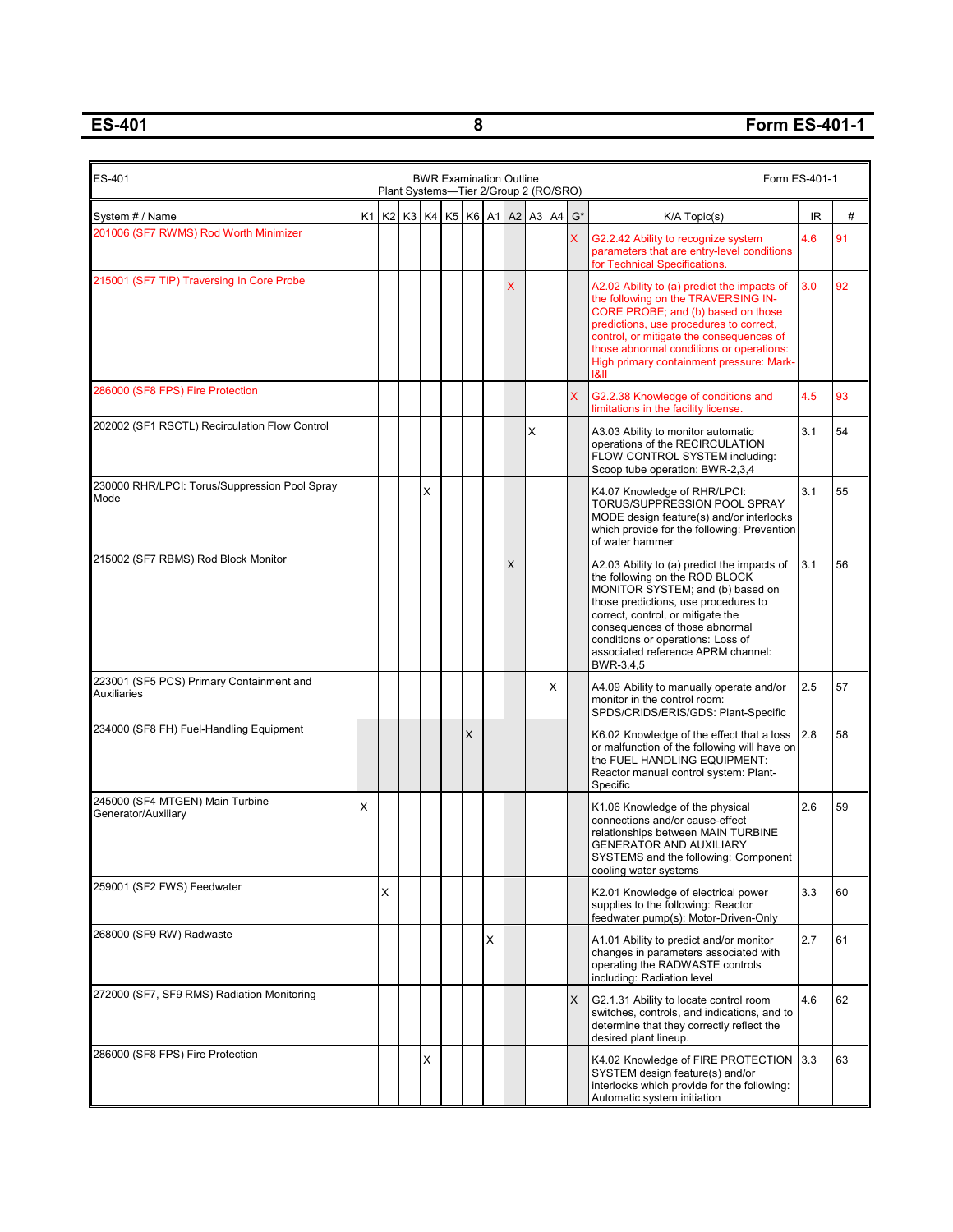## ES-401 — Form ES-401-1

| ES-401 | | | | | | | | | | | | | BWR Examination Outline<br>Plant Systems—Tier 2/Group 2 (RO/SRO) | Form ES-401-1 | |
|---|---|---|---|---|---|---|---|---|---|---|---|---|---|---|---|
| System # / Name | K1 | K2 | K3 | K4 | K5 | K6 | A1 | A2 | A3 | A4 | G* | | K/A Topic(s) | IR | # |
| 201006 (SF7 RWMS) Rod Worth Minimizer | | | | | | | | | | | X | | G2.2.42 Ability to recognize system parameters that are entry-level conditions for Technical Specifications. | 4.6 | 91 |
| 215001 (SF7 TIP) Traversing In Core Probe | | | | | | | | X | | | | | A2.02 Ability to (a) predict the impacts of the following on the TRAVERSING IN-CORE PROBE; and (b) based on those predictions, use procedures to correct, control, or mitigate the consequences of those abnormal conditions or operations: High primary containment pressure: Mark-I&II | 3.0 | 92 |
| 286000 (SF8 FPS) Fire Protection | | | | | | | | | | | X | | G2.2.38 Knowledge of conditions and limitations in the facility license. | 4.5 | 93 |
| 202002 (SF1 RSCTL) Recirculation Flow Control | | | | | | | | | X | | | | A3.03 Ability to monitor automatic operations of the RECIRCULATION FLOW CONTROL SYSTEM including: Scoop tube operation: BWR-2,3,4 | 3.1 | 54 |
| 230000 RHR/LPCI: Torus/Suppression Pool Spray Mode | | | | X | | | | | | | | | K4.07 Knowledge of RHR/LPCI: TORUS/SUPPRESSION POOL SPRAY MODE design feature(s) and/or interlocks which provide for the following: Prevention of water hammer | 3.1 | 55 |
| 215002 (SF7 RBMS) Rod Block Monitor | | | | | | | | X | | | | | A2.03 Ability to (a) predict the impacts of the following on the ROD BLOCK MONITOR SYSTEM; and (b) based on those predictions, use procedures to correct, control, or mitigate the consequences of those abnormal conditions or operations: Loss of associated reference APRM channel: BWR-3,4,5 | 3.1 | 56 |
| 223001 (SF5 PCS) Primary Containment and Auxiliaries | | | | | | | | | | X | | | A4.09 Ability to manually operate and/or monitor in the control room: SPDS/CRIDS/ERIS/GDS: Plant-Specific | 2.5 | 57 |
| 234000 (SF8 FH) Fuel-Handling Equipment | | | | | | X | | | | | | | K6.02 Knowledge of the effect that a loss or malfunction of the following will have on the FUEL HANDLING EQUIPMENT: Reactor manual control system: Plant-Specific | 2.8 | 58 |
| 245000 (SF4 MTGEN) Main Turbine Generator/Auxiliary | X | | | | | | | | | | | | K1.06 Knowledge of the physical connections and/or cause-effect relationships between MAIN TURBINE GENERATOR AND AUXILIARY SYSTEMS and the following: Component cooling water systems | 2.6 | 59 |
| 259001 (SF2 FWS) Feedwater | | X | | | | | | | | | | | K2.01 Knowledge of electrical power supplies to the following: Reactor feedwater pump(s): Motor-Driven-Only | 3.3 | 60 |
| 268000 (SF9 RW) Radwaste | | | | | | | X | | | | | | A1.01 Ability to predict and/or monitor changes in parameters associated with operating the RADWASTE controls including: Radiation level | 2.7 | 61 |
| 272000 (SF7, SF9 RMS) Radiation Monitoring | | | | | | | | | | | X | | G2.1.31 Ability to locate control room switches, controls, and indications, and to determine that they correctly reflect the desired plant lineup. | 4.6 | 62 |
| 286000 (SF8 FPS) Fire Protection | | | | X | | | | | | | | | K4.02 Knowledge of FIRE PROTECTION SYSTEM design feature(s) and/or interlocks which provide for the following: Automatic system initiation | 3.3 | 63 |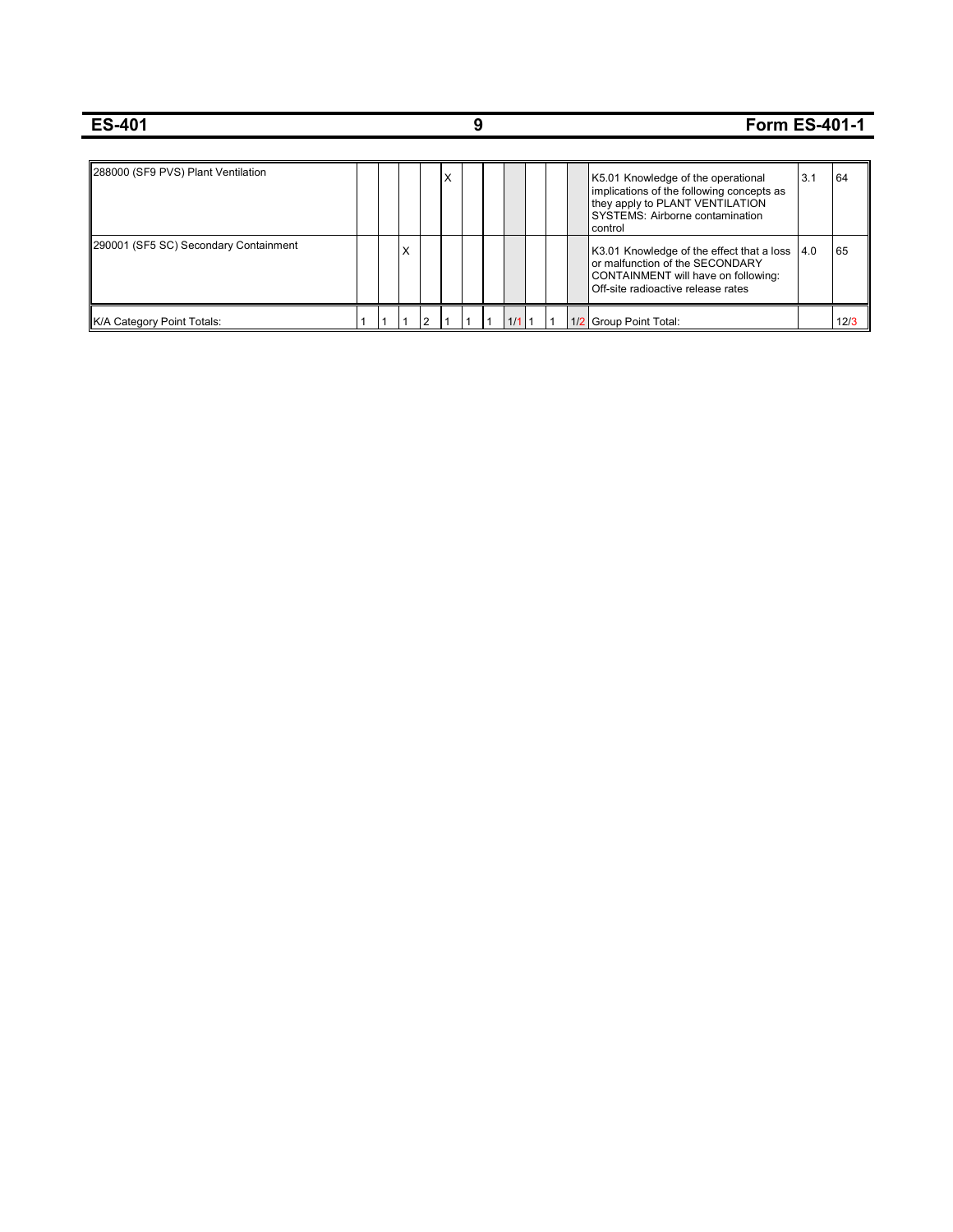| | | | | | | | | | | | | | | |
|---|---|---|---|---|---|---|---|---|---|---|---|---|---|---|
| 288000 (SF9 PVS) Plant Ventilation | | | | | X | | | | | | | K5.01 Knowledge of the operational implications of the following concepts as they apply to PLANT VENTILATION SYSTEMS: Airborne contamination control | 3.1 | 64 |
| 290001 (SF5 SC) Secondary Containment | | | X | | | | | | | | | K3.01 Knowledge of the effect that a loss or malfunction of the SECONDARY CONTAINMENT will have on following: Off-site radioactive release rates | 4.0 | 65 |
| K/A Category Point Totals: | 1 | 1 | 1 | 2 | 1 | 1 | 1 | 1/1 | 1 | 1 | 1/2 | Group Point Total: | | 12/3 |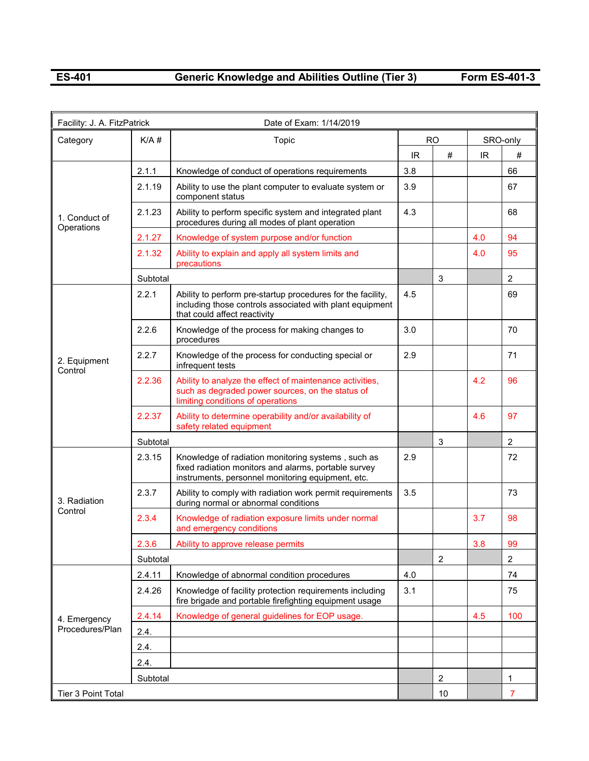| ES-401 | Generic Knowledge and Abilities Outline (Tier 3) | Form ES-401-3 |
|---|---|---|

| Facility: J. A. FitzPatrick | | Date of Exam: 1/14/2019 | | | | |
|---|---|---|---|---|---|---|
| Category | K/A # | Topic | RO | | SRO-only | |
| | | | IR | # | IR | # |
| 1. Conduct of Operations | 2.1.1 | Knowledge of conduct of operations requirements | 3.8 | | | 66 |
| | 2.1.19 | Ability to use the plant computer to evaluate system or component status | 3.9 | | | 67 |
| | 2.1.23 | Ability to perform specific system and integrated plant procedures during all modes of plant operation | 4.3 | | | 68 |
| | 2.1.27 | Knowledge of system purpose and/or function | | | 4.0 | 94 |
| | 2.1.32 | Ability to explain and apply all system limits and precautions | | | 4.0 | 95 |
| | Subtotal | | | 3 | | 2 |
| 2. Equipment Control | 2.2.1 | Ability to perform pre-startup procedures for the facility, including those controls associated with plant equipment that could affect reactivity | 4.5 | | | 69 |
| | 2.2.6 | Knowledge of the process for making changes to procedures | 3.0 | | | 70 |
| | 2.2.7 | Knowledge of the process for conducting special or infrequent tests | 2.9 | | | 71 |
| | 2.2.36 | Ability to analyze the effect of maintenance activities, such as degraded power sources, on the status of limiting conditions of operations | | | 4.2 | 96 |
| | 2.2.37 | Ability to determine operability and/or availability of safety related equipment | | | 4.6 | 97 |
| | Subtotal | | | 3 | | 2 |
| 3. Radiation Control | 2.3.15 | Knowledge of radiation monitoring systems , such as fixed radiation monitors and alarms, portable survey instruments, personnel monitoring equipment, etc. | 2.9 | | | 72 |
| | 2.3.7 | Ability to comply with radiation work permit requirements during normal or abnormal conditions | 3.5 | | | 73 |
| | 2.3.4 | Knowledge of radiation exposure limits under normal and emergency conditions | | | 3.7 | 98 |
| | 2.3.6 | Ability to approve release permits | | | 3.8 | 99 |
| | Subtotal | | | 2 | | 2 |
| 4. Emergency Procedures/Plan | 2.4.11 | Knowledge of abnormal condition procedures | 4.0 | | | 74 |
| | 2.4.26 | Knowledge of facility protection requirements including fire brigade and portable firefighting equipment usage | 3.1 | | | 75 |
| | 2.4.14 | Knowledge of general guidelines for EOP usage. | | | 4.5 | 100 |
| | 2.4. | | | | | |
| | 2.4. | | | | | |
| | 2.4. | | | | | |
| | Subtotal | | | 2 | | 1 |
| Tier 3 Point Total | | | | 10 | | 7 |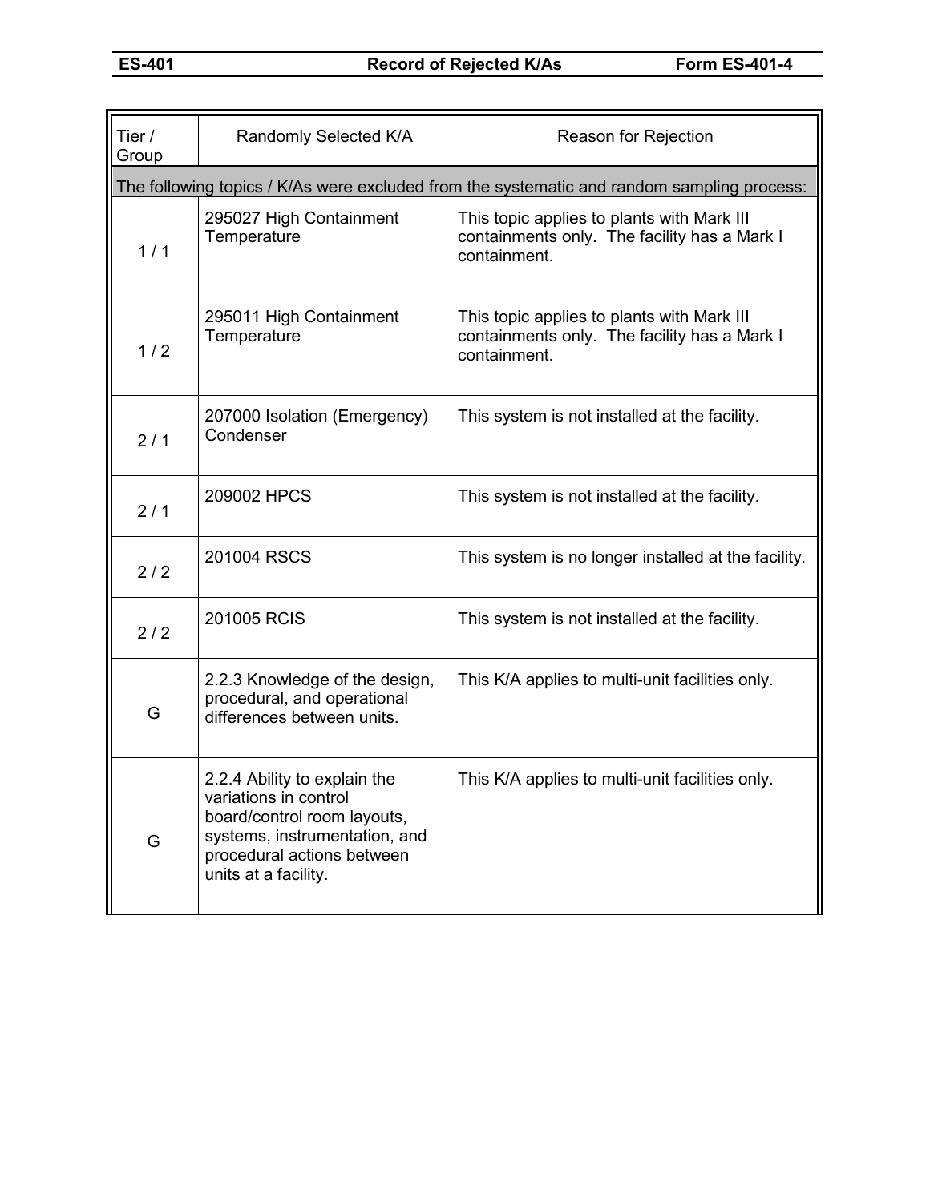| ES-401 | Record of Rejected K/As | Form ES-401-4 |
|---|---|---|

| Tier / Group | Randomly Selected K/A | Reason for Rejection |
|---|---|---|
| The following topics / K/As were excluded from the systematic and random sampling process: | | |
| 1 / 1 | 295027 High Containment Temperature | This topic applies to plants with Mark III containments only. The facility has a Mark I containment. |
| 1 / 2 | 295011 High Containment Temperature | This topic applies to plants with Mark III containments only. The facility has a Mark I containment. |
| 2 / 1 | 207000 Isolation (Emergency) Condenser | This system is not installed at the facility. |
| 2 / 1 | 209002 HPCS | This system is not installed at the facility. |
| 2 / 2 | 201004 RSCS | This system is no longer installed at the facility. |
| 2 / 2 | 201005 RCIS | This system is not installed at the facility. |
| G | 2.2.3 Knowledge of the design, procedural, and operational differences between units. | This K/A applies to multi-unit facilities only. |
| G | 2.2.4 Ability to explain the variations in control board/control room layouts, systems, instrumentation, and procedural actions between units at a facility. | This K/A applies to multi-unit facilities only. |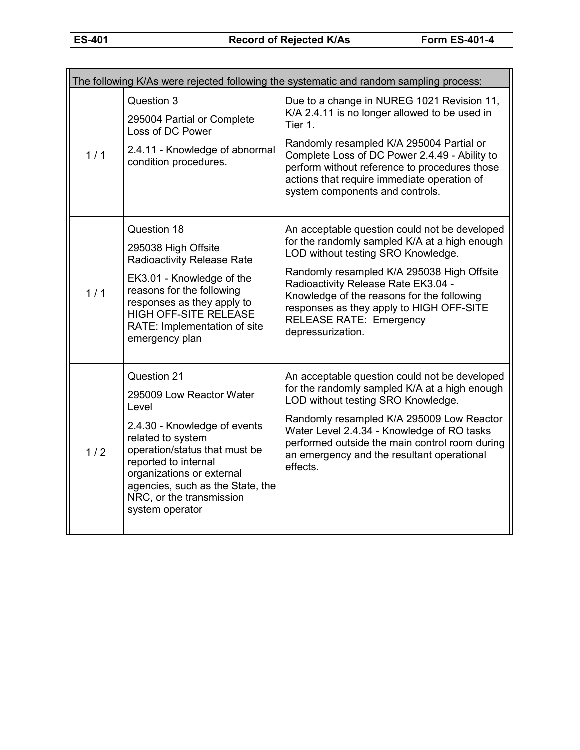| ES-401 | Record of Rejected K/As | Form ES-401-4 |
|---|---|---|

| The following K/As were rejected following the systematic and random sampling process: | | |
|---|---|---|
| 1 / 1 | Question 3<br><br>295004 Partial or Complete Loss of DC Power<br><br>2.4.11 - Knowledge of abnormal condition procedures. | Due to a change in NUREG 1021 Revision 11, K/A 2.4.11 is no longer allowed to be used in Tier 1.<br><br>Randomly resampled K/A 295004 Partial or Complete Loss of DC Power 2.4.49 - Ability to perform without reference to procedures those actions that require immediate operation of system components and controls. |
| 1 / 1 | Question 18<br><br>295038 High Offsite Radioactivity Release Rate<br><br>EK3.01 - Knowledge of the reasons for the following responses as they apply to HIGH OFF-SITE RELEASE RATE: Implementation of site emergency plan | An acceptable question could not be developed for the randomly sampled K/A at a high enough LOD without testing SRO Knowledge.<br><br>Randomly resampled K/A 295038 High Offsite Radioactivity Release Rate EK3.04 - Knowledge of the reasons for the following responses as they apply to HIGH OFF-SITE RELEASE RATE: Emergency depressurization. |
| 1 / 2 | Question 21<br><br>295009 Low Reactor Water Level<br><br>2.4.30 - Knowledge of events related to system operation/status that must be reported to internal organizations or external agencies, such as the State, the NRC, or the transmission system operator | An acceptable question could not be developed for the randomly sampled K/A at a high enough LOD without testing SRO Knowledge.<br><br>Randomly resampled K/A 295009 Low Reactor Water Level 2.4.34 - Knowledge of RO tasks performed outside the main control room during an emergency and the resultant operational effects. |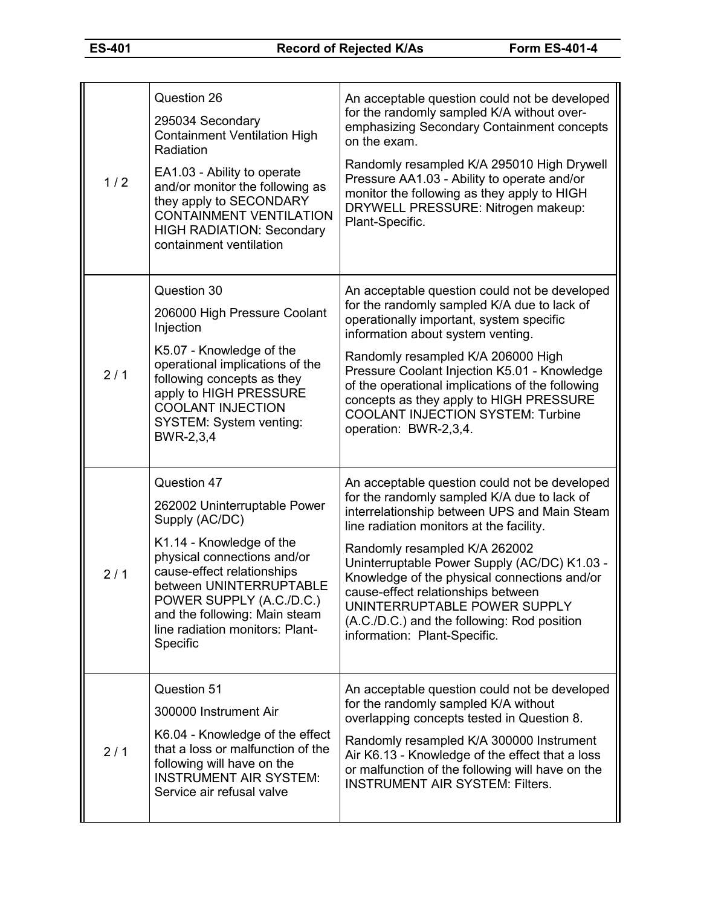# ES-401 Record of Rejected K/As Form ES-401-4

| | | |
|---|---|---|
| 1 / 2 | Question 26<br><br>295034 Secondary Containment Ventilation High Radiation<br><br>EA1.03 - Ability to operate and/or monitor the following as they apply to SECONDARY CONTAINMENT VENTILATION HIGH RADIATION: Secondary containment ventilation | An acceptable question could not be developed for the randomly sampled K/A without over-emphasizing Secondary Containment concepts on the exam.<br><br>Randomly resampled K/A 295010 High Drywell Pressure AA1.03 - Ability to operate and/or monitor the following as they apply to HIGH DRYWELL PRESSURE: Nitrogen makeup: Plant-Specific. |
| 2 / 1 | Question 30<br><br>206000 High Pressure Coolant Injection<br><br>K5.07 - Knowledge of the operational implications of the following concepts as they apply to HIGH PRESSURE COOLANT INJECTION SYSTEM: System venting: BWR-2,3,4 | An acceptable question could not be developed for the randomly sampled K/A due to lack of operationally important, system specific information about system venting.<br><br>Randomly resampled K/A 206000 High Pressure Coolant Injection K5.01 - Knowledge of the operational implications of the following concepts as they apply to HIGH PRESSURE COOLANT INJECTION SYSTEM: Turbine operation: BWR-2,3,4. |
| 2 / 1 | Question 47<br><br>262002 Uninterruptable Power Supply (AC/DC)<br><br>K1.14 - Knowledge of the physical connections and/or cause-effect relationships between UNINTERRUPTABLE POWER SUPPLY (A.C./D.C.) and the following: Main steam line radiation monitors: Plant-Specific | An acceptable question could not be developed for the randomly sampled K/A due to lack of interrelationship between UPS and Main Steam line radiation monitors at the facility.<br><br>Randomly resampled K/A 262002 Uninterruptable Power Supply (AC/DC) K1.03 - Knowledge of the physical connections and/or cause-effect relationships between UNINTERRUPTABLE POWER SUPPLY (A.C./D.C.) and the following: Rod position information: Plant-Specific. |
| 2 / 1 | Question 51<br><br>300000 Instrument Air<br><br>K6.04 - Knowledge of the effect that a loss or malfunction of the following will have on the INSTRUMENT AIR SYSTEM: Service air refusal valve | An acceptable question could not be developed for the randomly sampled K/A without overlapping concepts tested in Question 8.<br><br>Randomly resampled K/A 300000 Instrument Air K6.13 - Knowledge of the effect that a loss or malfunction of the following will have on the INSTRUMENT AIR SYSTEM: Filters. |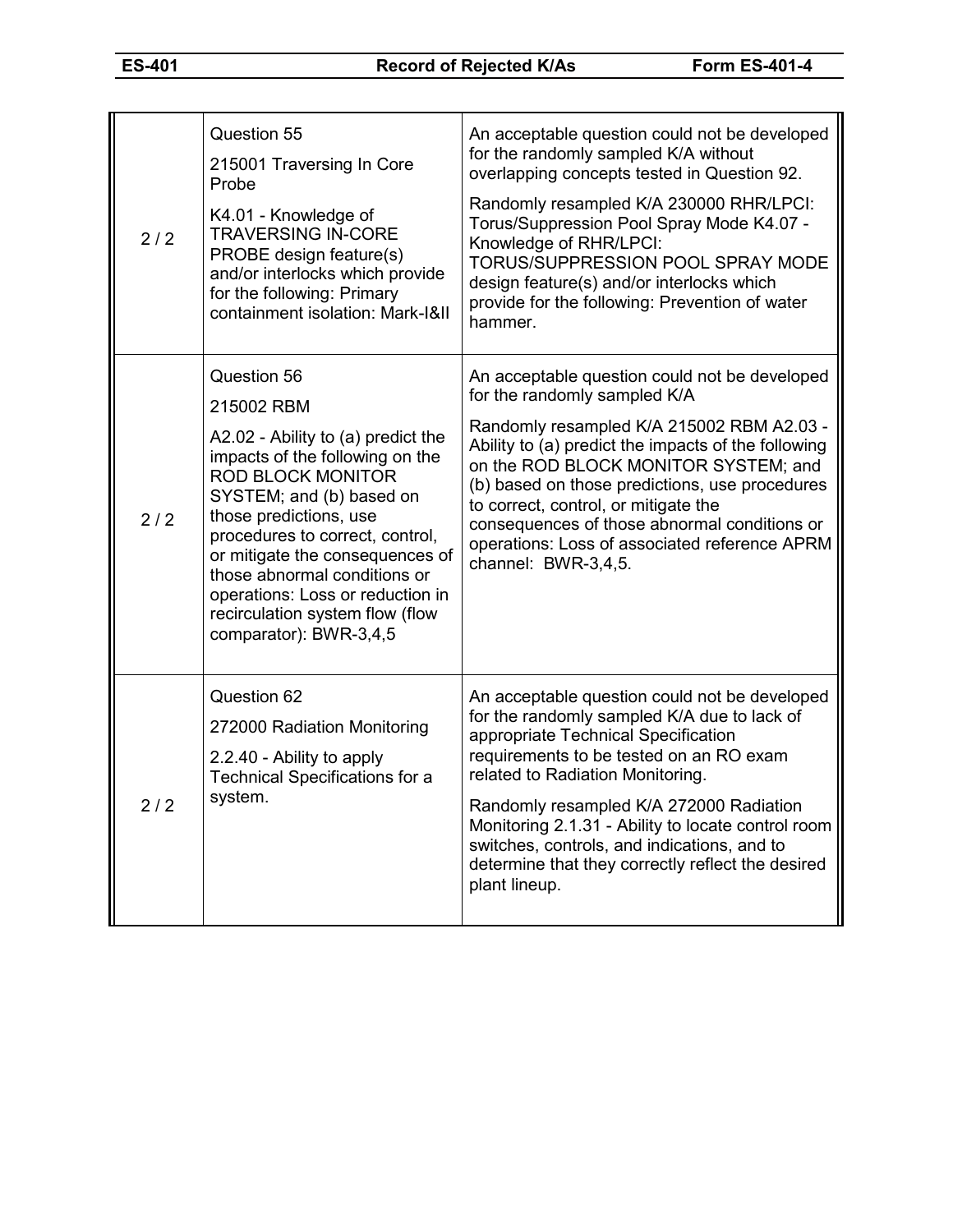| | | |
|---|---|---|
| 2 / 2 | Question 55<br><br>215001 Traversing In Core Probe<br><br>K4.01 - Knowledge of TRAVERSING IN-CORE PROBE design feature(s) and/or interlocks which provide for the following: Primary containment isolation: Mark-I&II | An acceptable question could not be developed for the randomly sampled K/A without overlapping concepts tested in Question 92.<br><br>Randomly resampled K/A 230000 RHR/LPCI: Torus/Suppression Pool Spray Mode K4.07 - Knowledge of RHR/LPCI: TORUS/SUPPRESSION POOL SPRAY MODE design feature(s) and/or interlocks which provide for the following: Prevention of water hammer. |
| 2 / 2 | Question 56<br><br>215002 RBM<br><br>A2.02 - Ability to (a) predict the impacts of the following on the ROD BLOCK MONITOR SYSTEM; and (b) based on those predictions, use procedures to correct, control, or mitigate the consequences of those abnormal conditions or operations: Loss or reduction in recirculation system flow (flow comparator): BWR-3,4,5 | An acceptable question could not be developed for the randomly sampled K/A<br><br>Randomly resampled K/A 215002 RBM A2.03 - Ability to (a) predict the impacts of the following on the ROD BLOCK MONITOR SYSTEM; and (b) based on those predictions, use procedures to correct, control, or mitigate the consequences of those abnormal conditions or operations: Loss of associated reference APRM channel: BWR-3,4,5. |
| 2 / 2 | Question 62<br><br>272000 Radiation Monitoring<br><br>2.2.40 - Ability to apply Technical Specifications for a system. | An acceptable question could not be developed for the randomly sampled K/A due to lack of appropriate Technical Specification requirements to be tested on an RO exam related to Radiation Monitoring.<br><br>Randomly resampled K/A 272000 Radiation Monitoring 2.1.31 - Ability to locate control room switches, controls, and indications, and to determine that they correctly reflect the desired plant lineup. |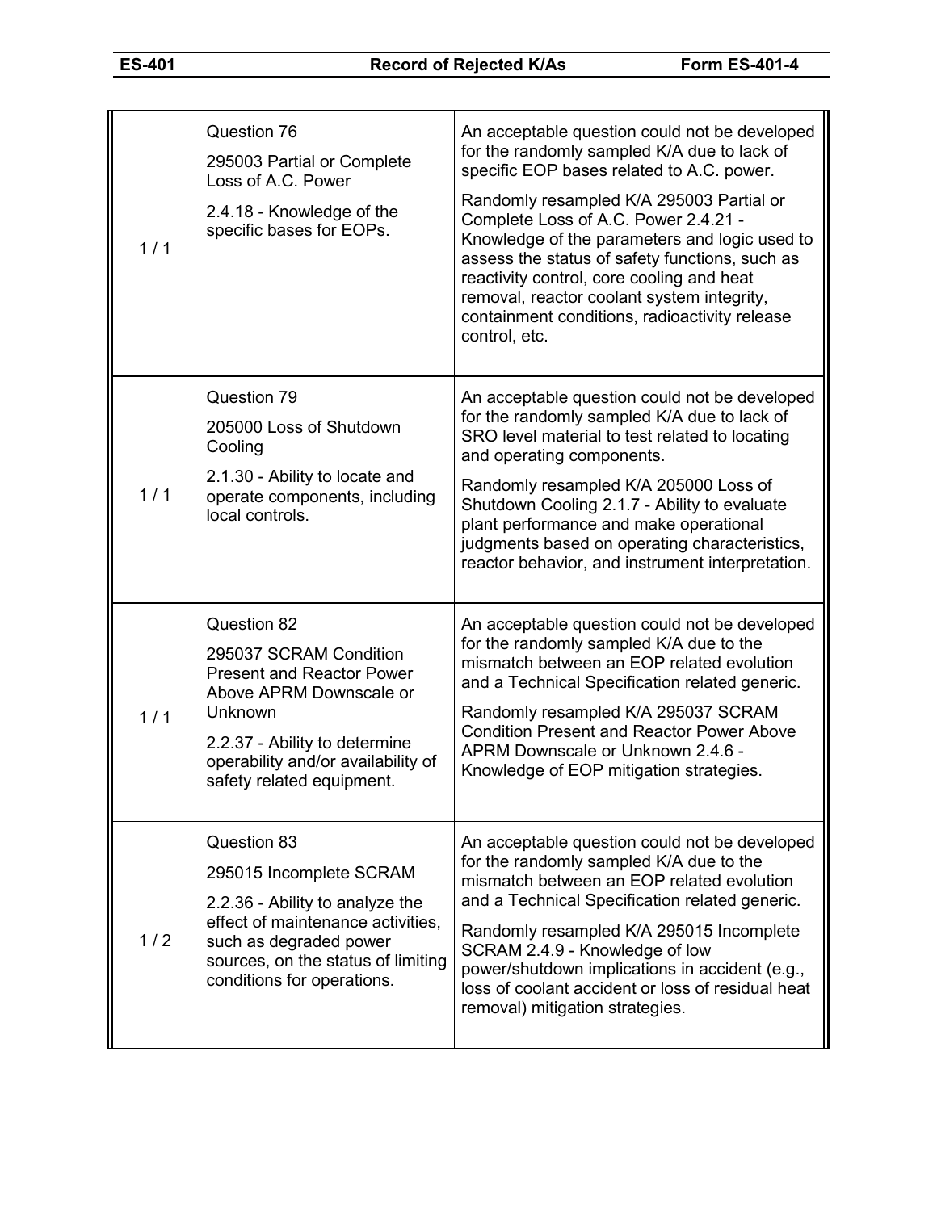| | | |
|---|---|---|
| 1 / 1 | Question 76<br><br>295003 Partial or Complete Loss of A.C. Power<br><br>2.4.18 - Knowledge of the specific bases for EOPs. | An acceptable question could not be developed for the randomly sampled K/A due to lack of specific EOP bases related to A.C. power.<br><br>Randomly resampled K/A 295003 Partial or Complete Loss of A.C. Power 2.4.21 - Knowledge of the parameters and logic used to assess the status of safety functions, such as reactivity control, core cooling and heat removal, reactor coolant system integrity, containment conditions, radioactivity release control, etc. |
| 1 / 1 | Question 79<br><br>205000 Loss of Shutdown Cooling<br><br>2.1.30 - Ability to locate and operate components, including local controls. | An acceptable question could not be developed for the randomly sampled K/A due to lack of SRO level material to test related to locating and operating components.<br><br>Randomly resampled K/A 205000 Loss of Shutdown Cooling 2.1.7 - Ability to evaluate plant performance and make operational judgments based on operating characteristics, reactor behavior, and instrument interpretation. |
| 1 / 1 | Question 82<br><br>295037 SCRAM Condition Present and Reactor Power Above APRM Downscale or Unknown<br><br>2.2.37 - Ability to determine operability and/or availability of safety related equipment. | An acceptable question could not be developed for the randomly sampled K/A due to the mismatch between an EOP related evolution and a Technical Specification related generic.<br><br>Randomly resampled K/A 295037 SCRAM Condition Present and Reactor Power Above APRM Downscale or Unknown 2.4.6 - Knowledge of EOP mitigation strategies. |
| 1 / 2 | Question 83<br><br>295015 Incomplete SCRAM<br><br>2.2.36 - Ability to analyze the effect of maintenance activities, such as degraded power sources, on the status of limiting conditions for operations. | An acceptable question could not be developed for the randomly sampled K/A due to the mismatch between an EOP related evolution and a Technical Specification related generic.<br><br>Randomly resampled K/A 295015 Incomplete SCRAM 2.4.9 - Knowledge of low power/shutdown implications in accident (e.g., loss of coolant accident or loss of residual heat removal) mitigation strategies. |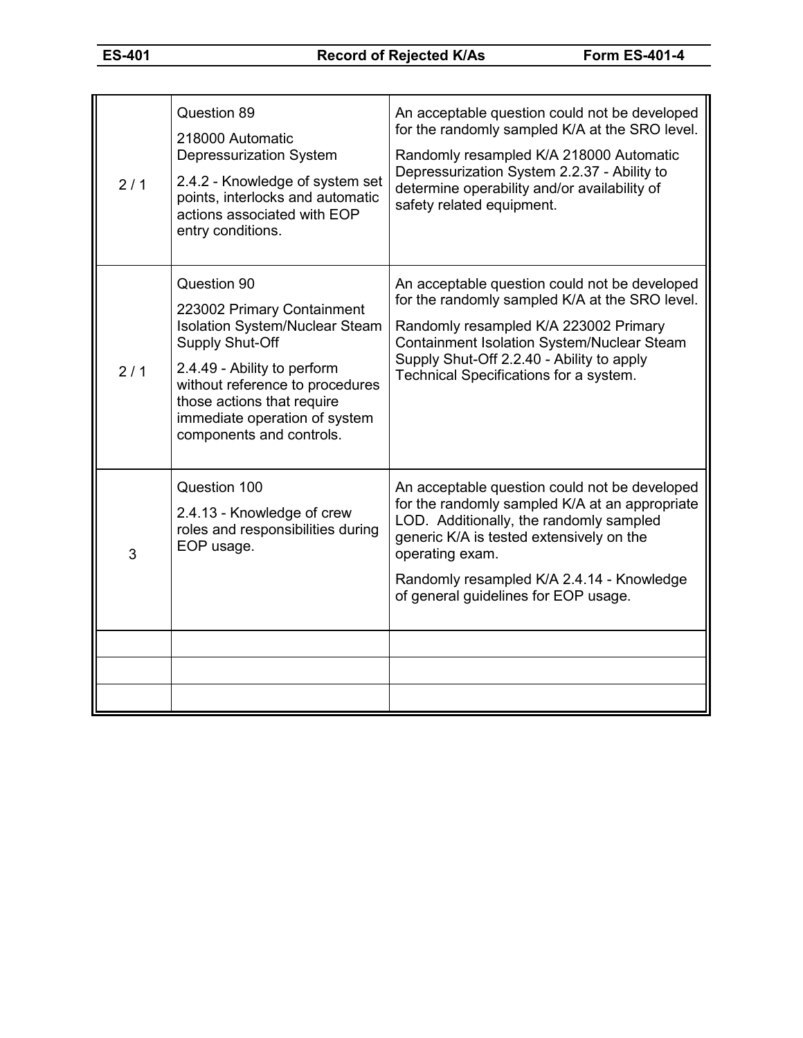| | | |
|---|---|---|
| 2 / 1 | Question 89<br>218000 Automatic Depressurization System<br>2.4.2 - Knowledge of system set points, interlocks and automatic actions associated with EOP entry conditions. | An acceptable question could not be developed for the randomly sampled K/A at the SRO level.<br>Randomly resampled K/A 218000 Automatic Depressurization System 2.2.37 - Ability to determine operability and/or availability of safety related equipment. |
| 2 / 1 | Question 90<br>223002 Primary Containment Isolation System/Nuclear Steam Supply Shut-Off<br>2.4.49 - Ability to perform without reference to procedures those actions that require immediate operation of system components and controls. | An acceptable question could not be developed for the randomly sampled K/A at the SRO level.<br>Randomly resampled K/A 223002 Primary Containment Isolation System/Nuclear Steam Supply Shut-Off 2.2.40 - Ability to apply Technical Specifications for a system. |
| 3 | Question 100<br>2.4.13 - Knowledge of crew roles and responsibilities during EOP usage. | An acceptable question could not be developed for the randomly sampled K/A at an appropriate LOD. Additionally, the randomly sampled generic K/A is tested extensively on the operating exam.<br>Randomly resampled K/A 2.4.14 - Knowledge of general guidelines for EOP usage. |
| | | |
| | | |
| | | |